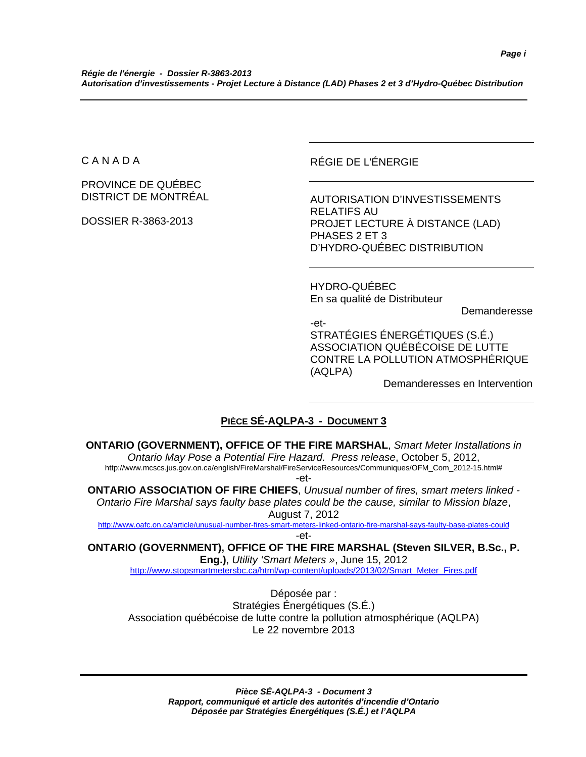C A N A D A

PROVINCE DE QUÉBEC
DISTRICT DE MONTRÉAL

DOSSIER R-3863-2013

RÉGIE DE L'ÉNERGIE

AUTORISATION D'INVESTISSEMENTS RELATIFS AU
PROJET LECTURE À DISTANCE (LAD)
PHASES 2 ET 3
D'HYDRO-QUÉBEC DISTRIBUTION

HYDRO-QUÉBEC
En sa qualité de Distributeur

Demanderesse

-et-

STRATÉGIES ÉNERGÉTIQUES (S.É.)
ASSOCIATION QUÉBÉCOISE DE LUTTE CONTRE LA POLLUTION ATMOSPHÉRIQUE (AQLPA)

Demanderesses en Intervention

## PIÈCE SÉ-AQLPA-3 - DOCUMENT 3

**ONTARIO (GOVERNMENT), OFFICE OF THE FIRE MARSHAL**, *Smart Meter Installations in Ontario May Pose a Potential Fire Hazard. Press release*, October 5, 2012,
http://www.mcscs.jus.gov.on.ca/english/FireMarshal/FireServiceResources/Communiques/OFM_Com_2012-15.html#

-et-

**ONTARIO ASSOCIATION OF FIRE CHIEFS**, *Unusual number of fires, smart meters linked - Ontario Fire Marshal says faulty base plates could be the cause, similar to Mission blaze*, August 7, 2012
http://www.oafc.on.ca/article/unusual-number-fires-smart-meters-linked-ontario-fire-marshal-says-faulty-base-plates-could

-et-

**ONTARIO (GOVERNMENT), OFFICE OF THE FIRE MARSHAL (Steven SILVER, B.Sc., P. Eng.)**, *Utility 'Smart Meters »*, June 15, 2012
http://www.stopsmartmetersbc.ca/html/wp-content/uploads/2013/02/Smart_Meter_Fires.pdf

Déposée par :
Stratégies Énergétiques (S.É.)
Association québécoise de lutte contre la pollution atmosphérique (AQLPA)
Le 22 novembre 2013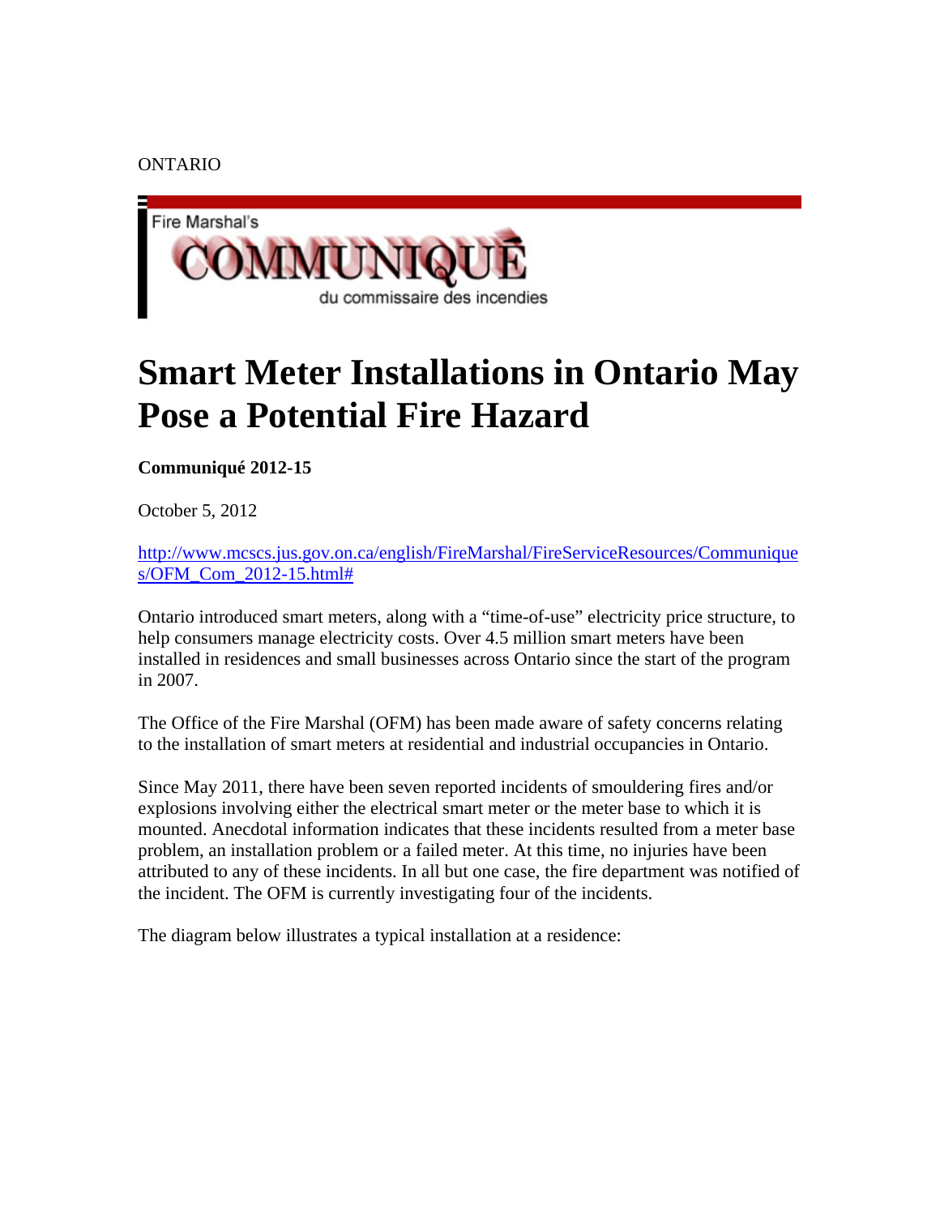ONTARIO

Fire Marshal's

COMMUNIQUÉ

du commissaire des incendies

# Smart Meter Installations in Ontario May Pose a Potential Fire Hazard

**Communiqué 2012-15**

October 5, 2012

http://www.mcscs.jus.gov.on.ca/english/FireMarshal/FireServiceResources/Communiques/OFM_Com_2012-15.html#

Ontario introduced smart meters, along with a "time-of-use" electricity price structure, to help consumers manage electricity costs. Over 4.5 million smart meters have been installed in residences and small businesses across Ontario since the start of the program in 2007.

The Office of the Fire Marshal (OFM) has been made aware of safety concerns relating to the installation of smart meters at residential and industrial occupancies in Ontario.

Since May 2011, there have been seven reported incidents of smouldering fires and/or explosions involving either the electrical smart meter or the meter base to which it is mounted. Anecdotal information indicates that these incidents resulted from a meter base problem, an installation problem or a failed meter. At this time, no injuries have been attributed to any of these incidents. In all but one case, the fire department was notified of the incident. The OFM is currently investigating four of the incidents.

The diagram below illustrates a typical installation at a residence: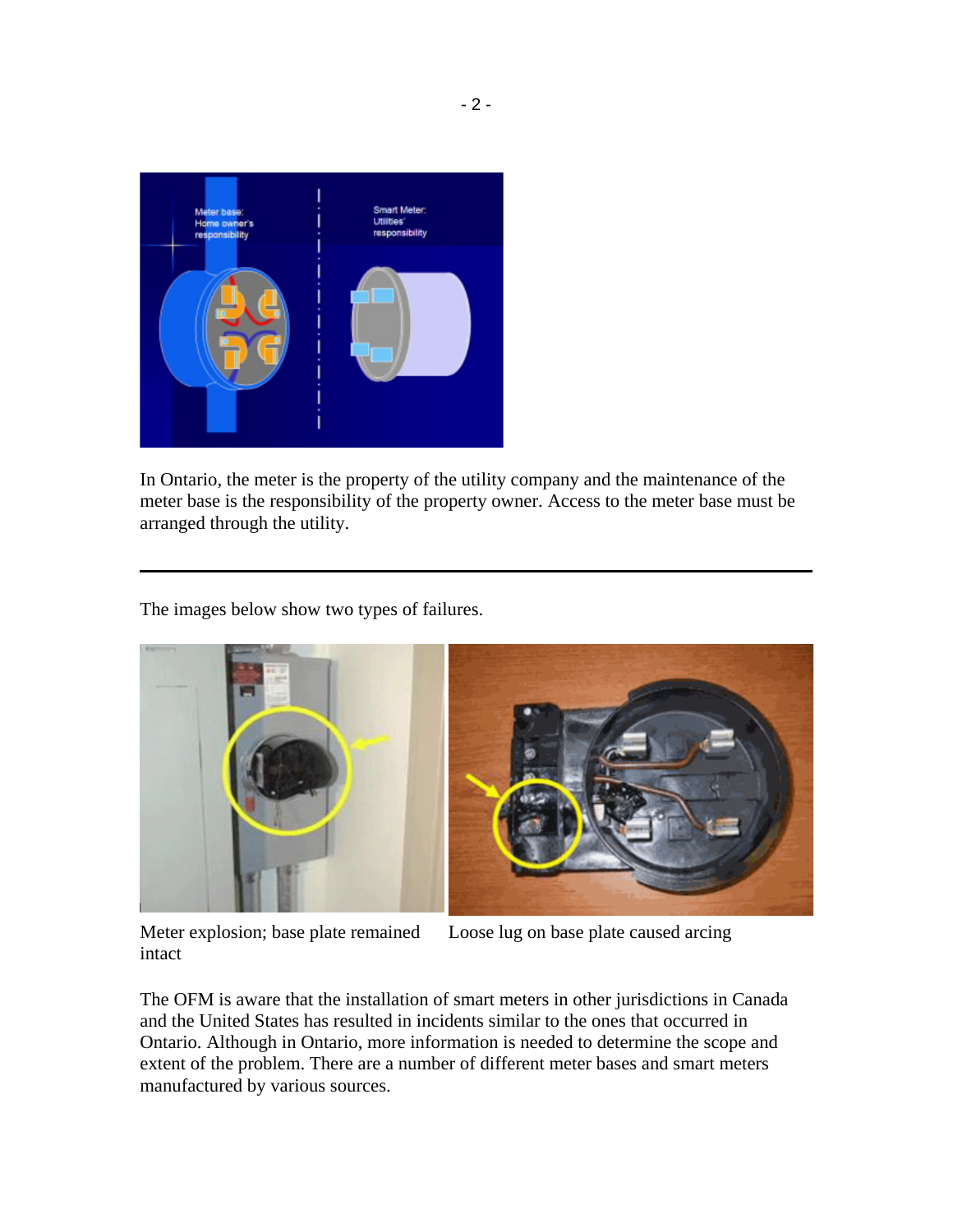In Ontario, the meter is the property of the utility company and the maintenance of the meter base is the responsibility of the property owner. Access to the meter base must be arranged through the utility.

---

The images below show two types of failures.

Meter explosion; base plate remained intact

Loose lug on base plate caused arcing

The OFM is aware that the installation of smart meters in other jurisdictions in Canada and the United States has resulted in incidents similar to the ones that occurred in Ontario. Although in Ontario, more information is needed to determine the scope and extent of the problem. There are a number of different meter bases and smart meters manufactured by various sources.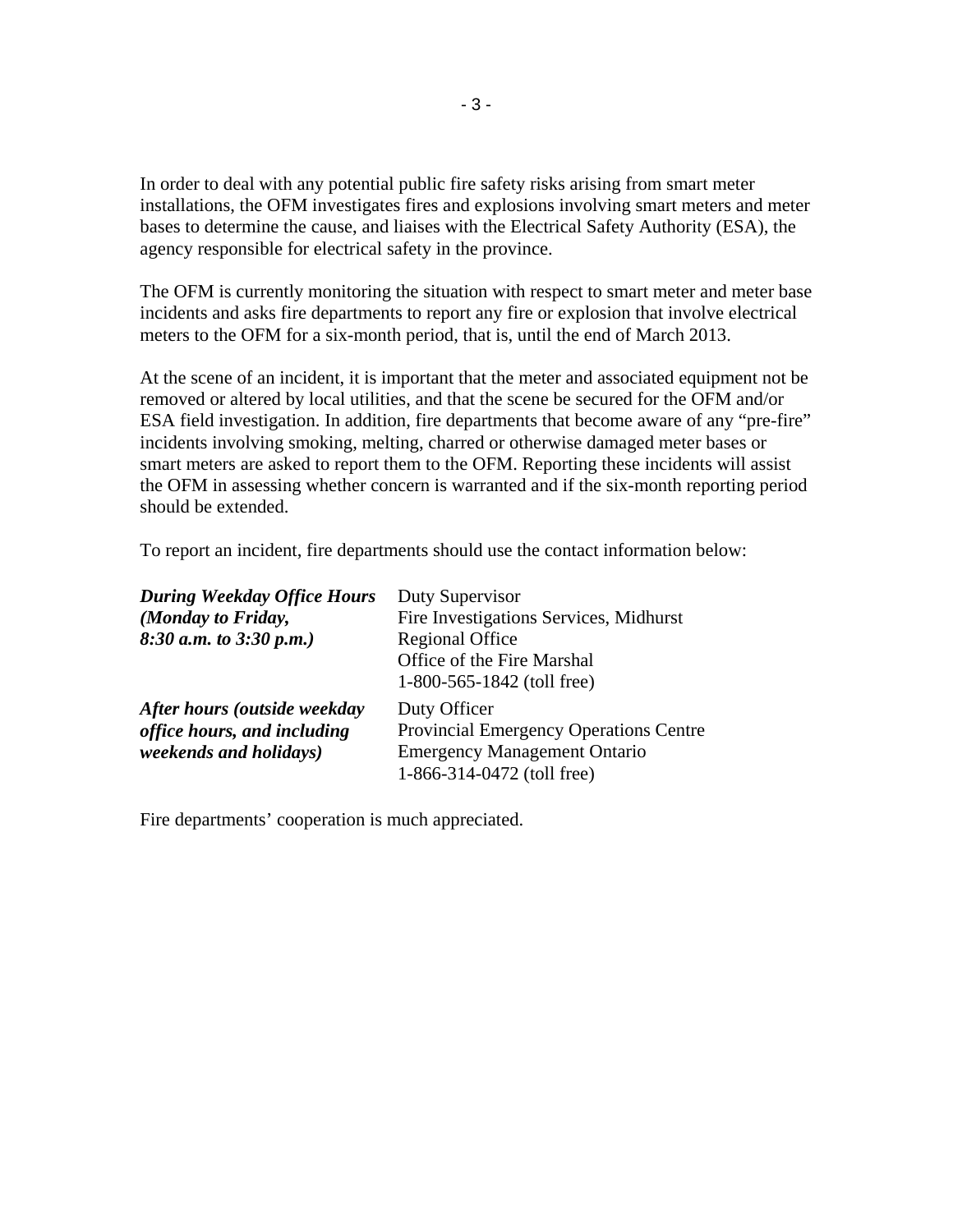In order to deal with any potential public fire safety risks arising from smart meter installations, the OFM investigates fires and explosions involving smart meters and meter bases to determine the cause, and liaises with the Electrical Safety Authority (ESA), the agency responsible for electrical safety in the province.

The OFM is currently monitoring the situation with respect to smart meter and meter base incidents and asks fire departments to report any fire or explosion that involve electrical meters to the OFM for a six-month period, that is, until the end of March 2013.

At the scene of an incident, it is important that the meter and associated equipment not be removed or altered by local utilities, and that the scene be secured for the OFM and/or ESA field investigation. In addition, fire departments that become aware of any "pre-fire" incidents involving smoking, melting, charred or otherwise damaged meter bases or smart meters are asked to report them to the OFM. Reporting these incidents will assist the OFM in assessing whether concern is warranted and if the six-month reporting period should be extended.

To report an incident, fire departments should use the contact information below:

| | |
|---|---|
| ***During Weekday Office Hours (Monday to Friday, 8:30 a.m. to 3:30 p.m.)*** | Duty Supervisor<br>Fire Investigations Services, Midhurst<br>Regional Office<br>Office of the Fire Marshal<br>1-800-565-1842 (toll free) |
| ***After hours (outside weekday office hours, and including weekends and holidays)*** | Duty Officer<br>Provincial Emergency Operations Centre<br>Emergency Management Ontario<br>1-866-314-0472 (toll free) |

Fire departments' cooperation is much appreciated.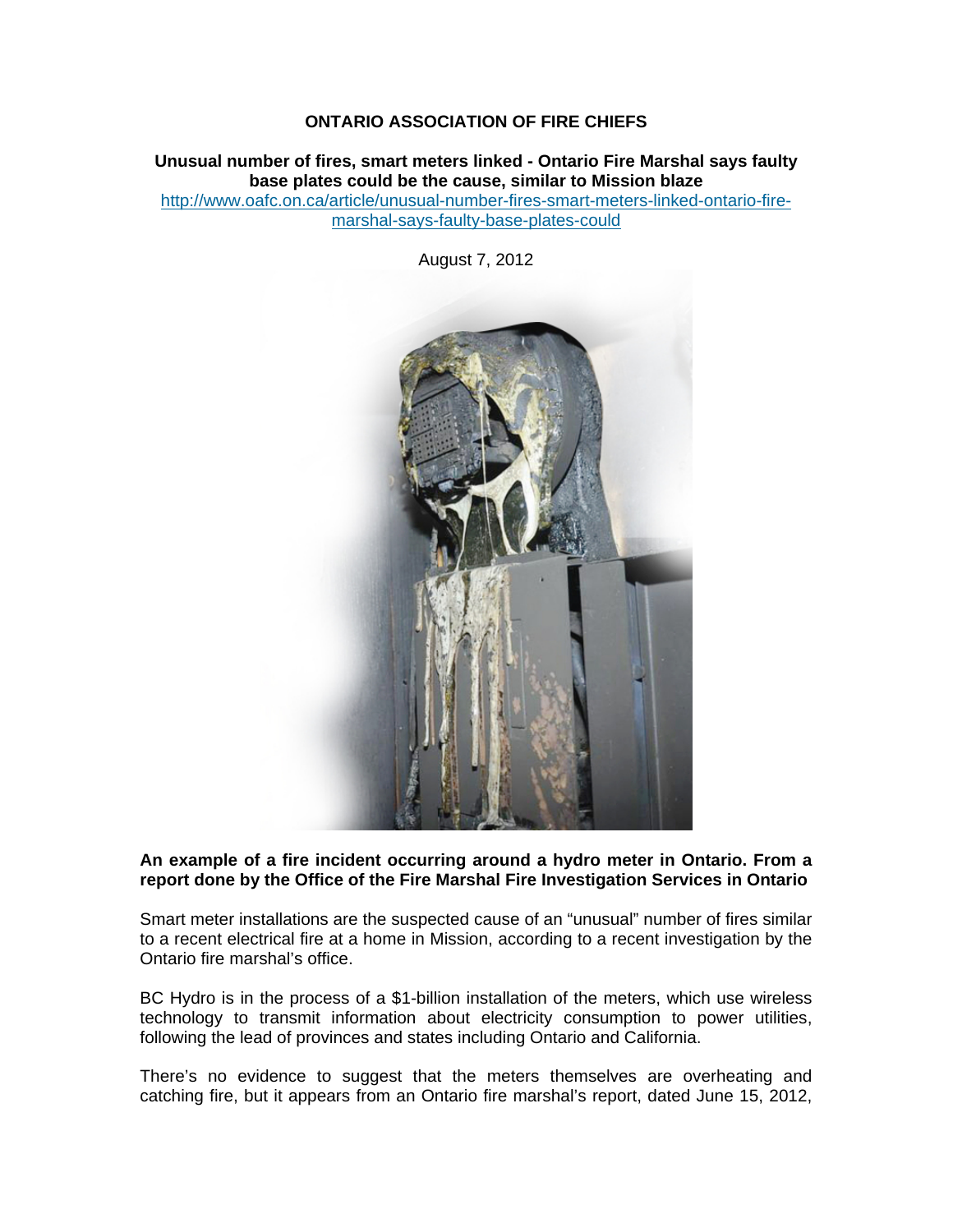**ONTARIO ASSOCIATION OF FIRE CHIEFS**

**Unusual number of fires, smart meters linked - Ontario Fire Marshal says faulty base plates could be the cause, similar to Mission blaze**

http://www.oafc.on.ca/article/unusual-number-fires-smart-meters-linked-ontario-fire-marshal-says-faulty-base-plates-could

August 7, 2012

**An example of a fire incident occurring around a hydro meter in Ontario. From a report done by the Office of the Fire Marshal Fire Investigation Services in Ontario**

Smart meter installations are the suspected cause of an "unusual" number of fires similar to a recent electrical fire at a home in Mission, according to a recent investigation by the Ontario fire marshal's office.

BC Hydro is in the process of a $1-billion installation of the meters, which use wireless technology to transmit information about electricity consumption to power utilities, following the lead of provinces and states including Ontario and California.

There's no evidence to suggest that the meters themselves are overheating and catching fire, but it appears from an Ontario fire marshal's report, dated June 15, 2012,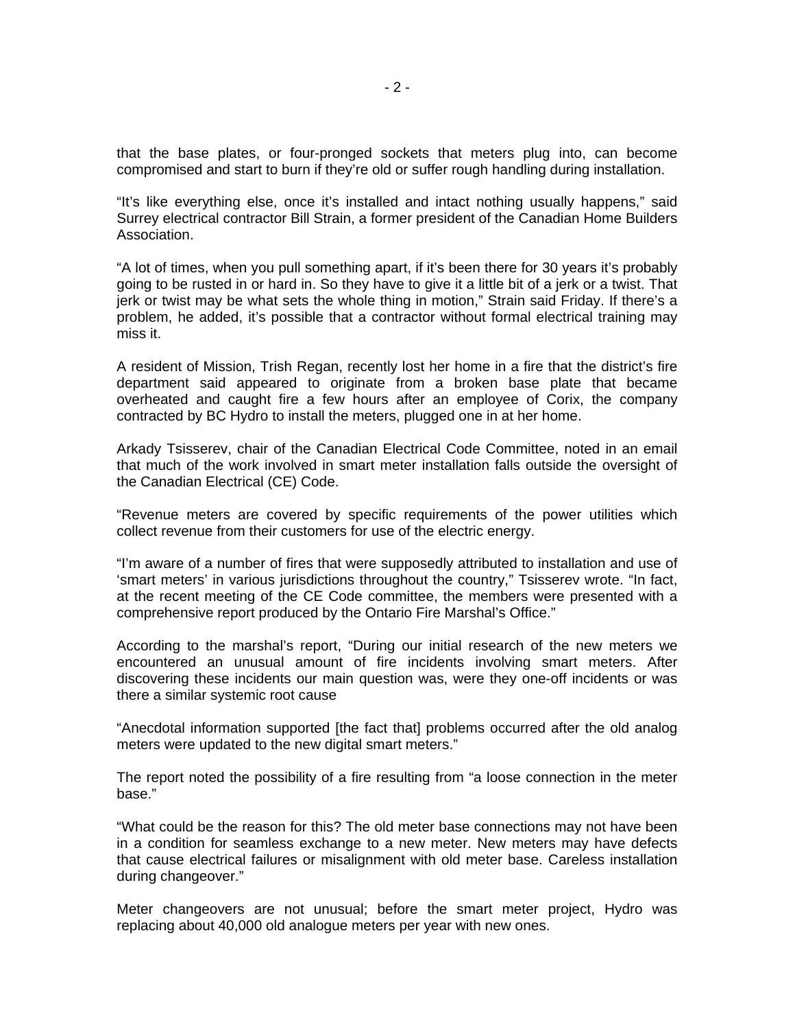that the base plates, or four-pronged sockets that meters plug into, can become compromised and start to burn if they're old or suffer rough handling during installation.

"It's like everything else, once it's installed and intact nothing usually happens," said Surrey electrical contractor Bill Strain, a former president of the Canadian Home Builders Association.

"A lot of times, when you pull something apart, if it's been there for 30 years it's probably going to be rusted in or hard in. So they have to give it a little bit of a jerk or a twist. That jerk or twist may be what sets the whole thing in motion," Strain said Friday. If there's a problem, he added, it's possible that a contractor without formal electrical training may miss it.

A resident of Mission, Trish Regan, recently lost her home in a fire that the district's fire department said appeared to originate from a broken base plate that became overheated and caught fire a few hours after an employee of Corix, the company contracted by BC Hydro to install the meters, plugged one in at her home.

Arkady Tsisserev, chair of the Canadian Electrical Code Committee, noted in an email that much of the work involved in smart meter installation falls outside the oversight of the Canadian Electrical (CE) Code.

"Revenue meters are covered by specific requirements of the power utilities which collect revenue from their customers for use of the electric energy.

"I'm aware of a number of fires that were supposedly attributed to installation and use of 'smart meters' in various jurisdictions throughout the country," Tsisserev wrote. "In fact, at the recent meeting of the CE Code committee, the members were presented with a comprehensive report produced by the Ontario Fire Marshal's Office."

According to the marshal's report, "During our initial research of the new meters we encountered an unusual amount of fire incidents involving smart meters. After discovering these incidents our main question was, were they one-off incidents or was there a similar systemic root cause

"Anecdotal information supported [the fact that] problems occurred after the old analog meters were updated to the new digital smart meters."

The report noted the possibility of a fire resulting from "a loose connection in the meter base."

"What could be the reason for this? The old meter base connections may not have been in a condition for seamless exchange to a new meter. New meters may have defects that cause electrical failures or misalignment with old meter base. Careless installation during changeover."

Meter changeovers are not unusual; before the smart meter project, Hydro was replacing about 40,000 old analogue meters per year with new ones.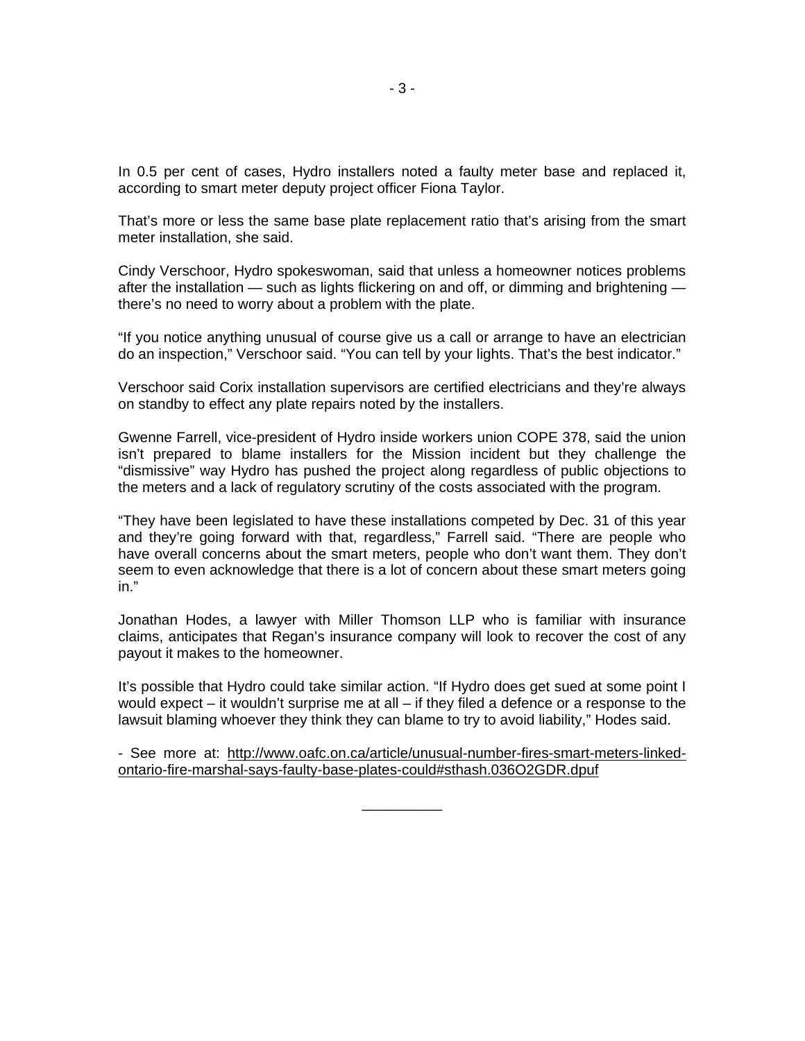In 0.5 per cent of cases, Hydro installers noted a faulty meter base and replaced it, according to smart meter deputy project officer Fiona Taylor.

That's more or less the same base plate replacement ratio that's arising from the smart meter installation, she said.

Cindy Verschoor, Hydro spokeswoman, said that unless a homeowner notices problems after the installation — such as lights flickering on and off, or dimming and brightening — there's no need to worry about a problem with the plate.

"If you notice anything unusual of course give us a call or arrange to have an electrician do an inspection," Verschoor said. "You can tell by your lights. That's the best indicator."

Verschoor said Corix installation supervisors are certified electricians and they're always on standby to effect any plate repairs noted by the installers.

Gwenne Farrell, vice-president of Hydro inside workers union COPE 378, said the union isn't prepared to blame installers for the Mission incident but they challenge the "dismissive" way Hydro has pushed the project along regardless of public objections to the meters and a lack of regulatory scrutiny of the costs associated with the program.

"They have been legislated to have these installations competed by Dec. 31 of this year and they're going forward with that, regardless," Farrell said. "There are people who have overall concerns about the smart meters, people who don't want them. They don't seem to even acknowledge that there is a lot of concern about these smart meters going in."

Jonathan Hodes, a lawyer with Miller Thomson LLP who is familiar with insurance claims, anticipates that Regan's insurance company will look to recover the cost of any payout it makes to the homeowner.

It's possible that Hydro could take similar action. "If Hydro does get sued at some point I would expect – it wouldn't surprise me at all – if they filed a defence or a response to the lawsuit blaming whoever they think they can blame to try to avoid liability," Hodes said.

- See more at: http://www.oafc.on.ca/article/unusual-number-fires-smart-meters-linked-ontario-fire-marshal-says-faulty-base-plates-could#sthash.036O2GDR.dpuf

__________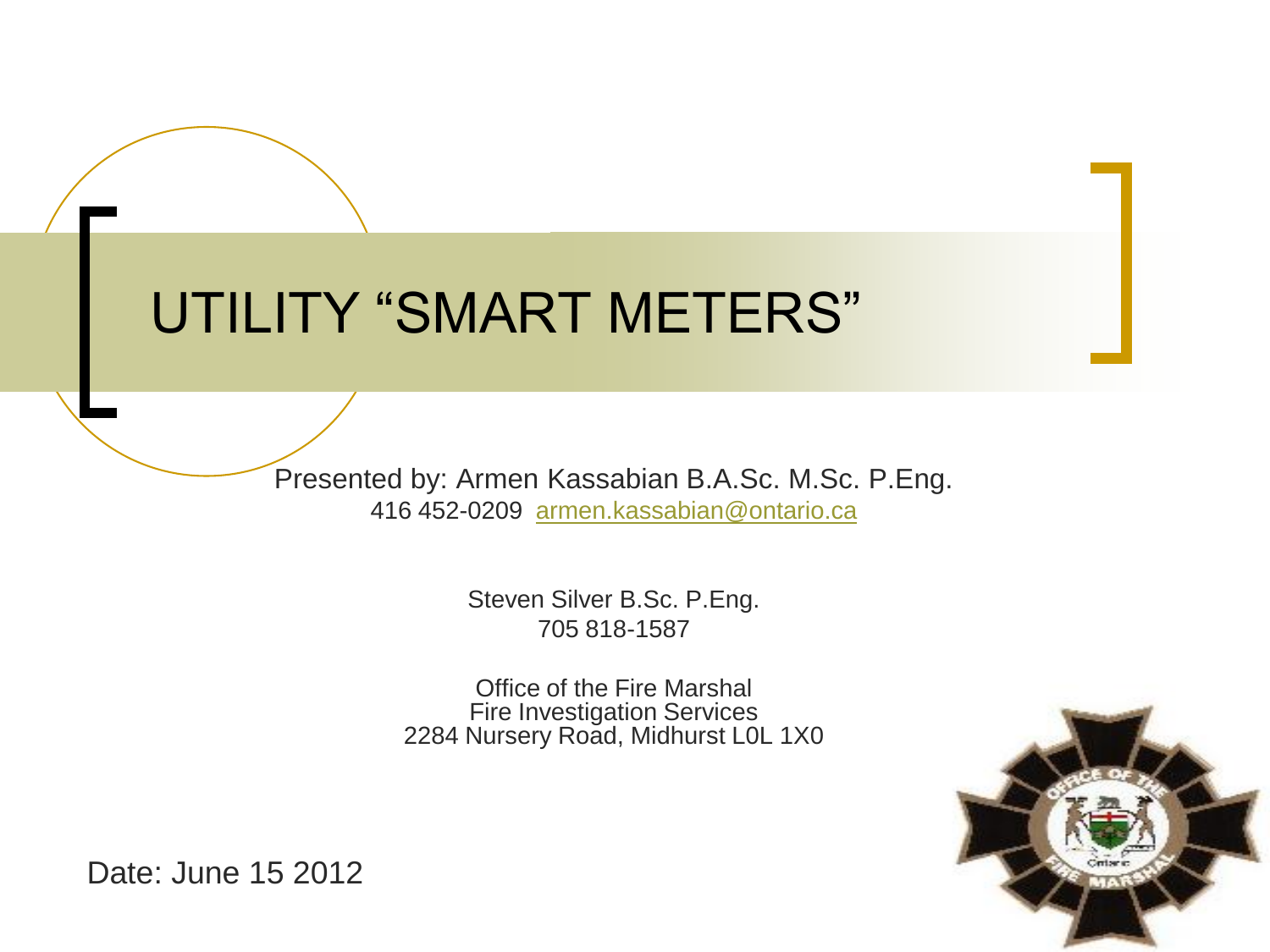# UTILITY "SMART METERS"

Presented by: Armen Kassabian B.A.Sc. M.Sc. P.Eng.
416 452-0209 [armen.kassabian@ontario.ca](mailto:armen.kassabian@ontario.ca)

Steven Silver B.Sc. P.Eng.
705 818-1587

Office of the Fire Marshal
Fire Investigation Services
2284 Nursery Road, Midhurst L0L 1X0

Date: June 15 2012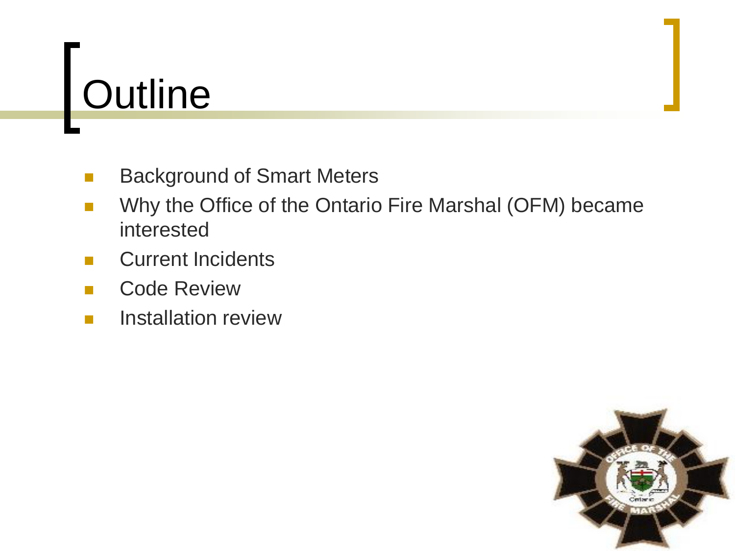# Outline

- Background of Smart Meters
- Why the Office of the Ontario Fire Marshal (OFM) became interested
- Current Incidents
- Code Review
- Installation review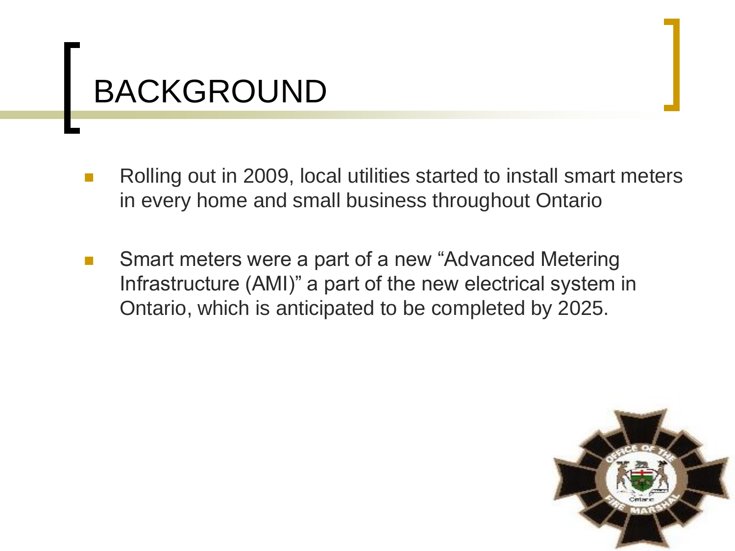# BACKGROUND

- Rolling out in 2009, local utilities started to install smart meters in every home and small business throughout Ontario

- Smart meters were a part of a new “Advanced Metering Infrastructure (AMI)” a part of the new electrical system in Ontario, which is anticipated to be completed by 2025.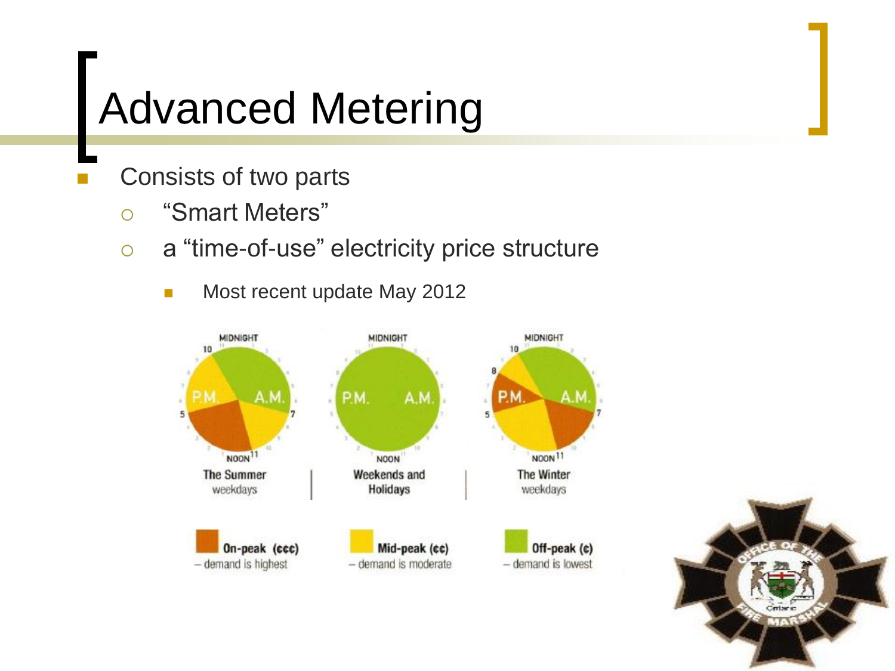# Advanced Metering

- Consists of two parts
  - "Smart Meters"
  - a "time-of-use" electricity price structure
    - Most recent update May 2012

The Summer weekdays | Weekends and Holidays | The Winter weekdays

On-peak (¢¢¢) – demand is highest

Mid-peak (¢¢) – demand is moderate

Off-peak (¢) – demand is lowest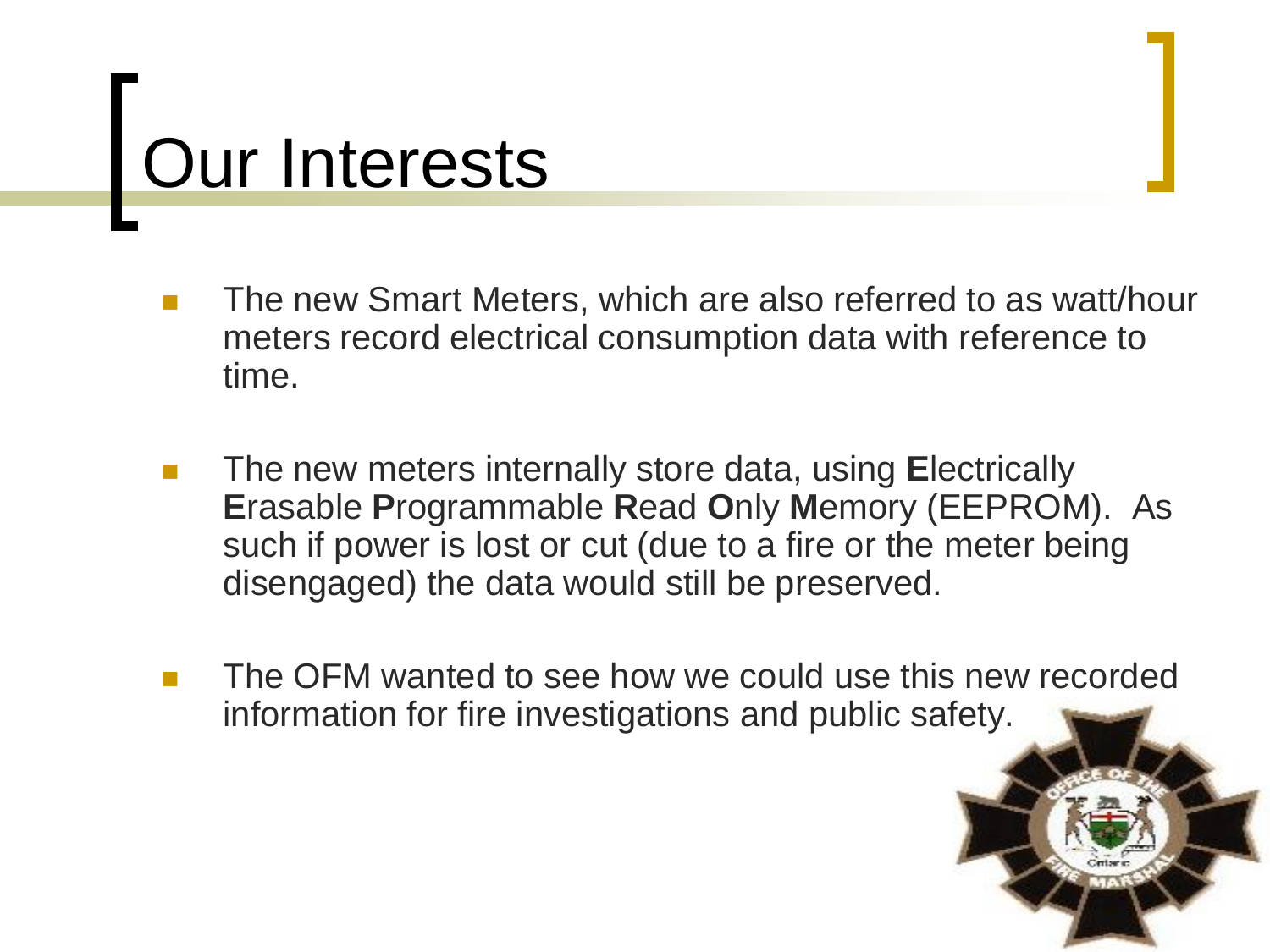# Our Interests

- The new Smart Meters, which are also referred to as watt/hour meters record electrical consumption data with reference to time.

- The new meters internally store data, using **E**lectrically **E**rasable **P**rogrammable **R**ead **O**nly **M**emory (EEPROM). As such if power is lost or cut (due to a fire or the meter being disengaged) the data would still be preserved.

- The OFM wanted to see how we could use this new recorded information for fire investigations and public safety.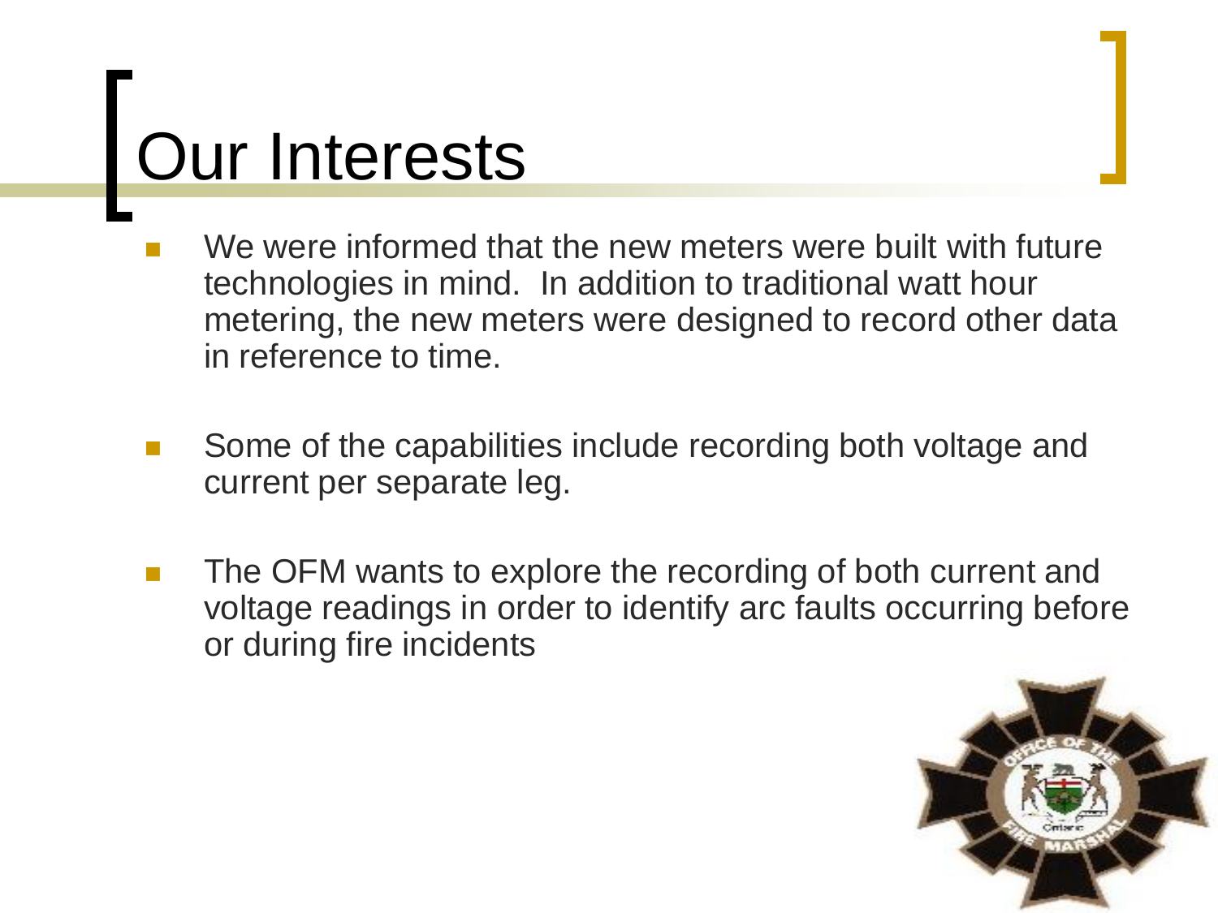# Our Interests

- We were informed that the new meters were built with future technologies in mind. In addition to traditional watt hour metering, the new meters were designed to record other data in reference to time.
- Some of the capabilities include recording both voltage and current per separate leg.
- The OFM wants to explore the recording of both current and voltage readings in order to identify arc faults occurring before or during fire incidents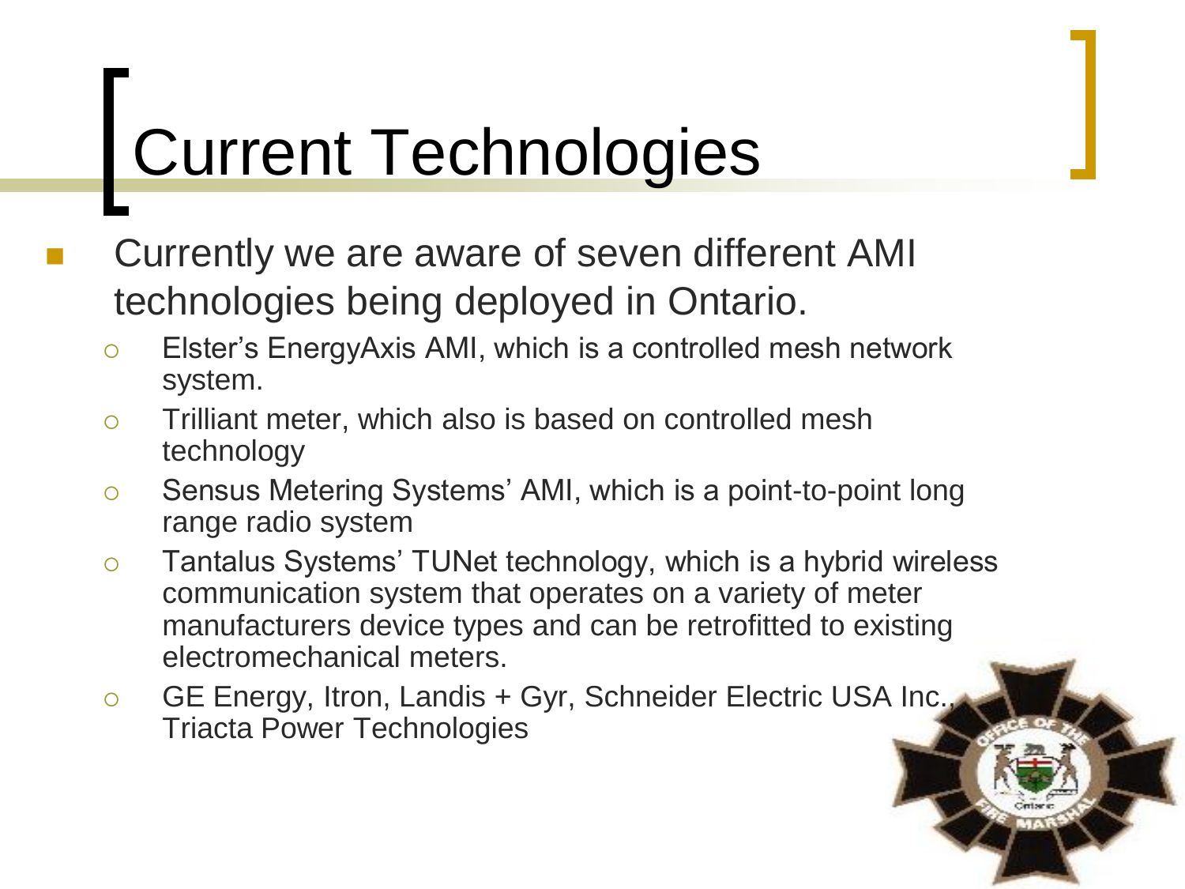# Current Technologies

- Currently we are aware of seven different AMI technologies being deployed in Ontario.
  - Elster's EnergyAxis AMI, which is a controlled mesh network system.
  - Trilliant meter, which also is based on controlled mesh technology
  - Sensus Metering Systems' AMI, which is a point-to-point long range radio system
  - Tantalus Systems' TUNet technology, which is a hybrid wireless communication system that operates on a variety of meter manufacturers device types and can be retrofitted to existing electromechanical meters.
  - GE Energy, Itron, Landis + Gyr, Schneider Electric USA Inc., Triacta Power Technologies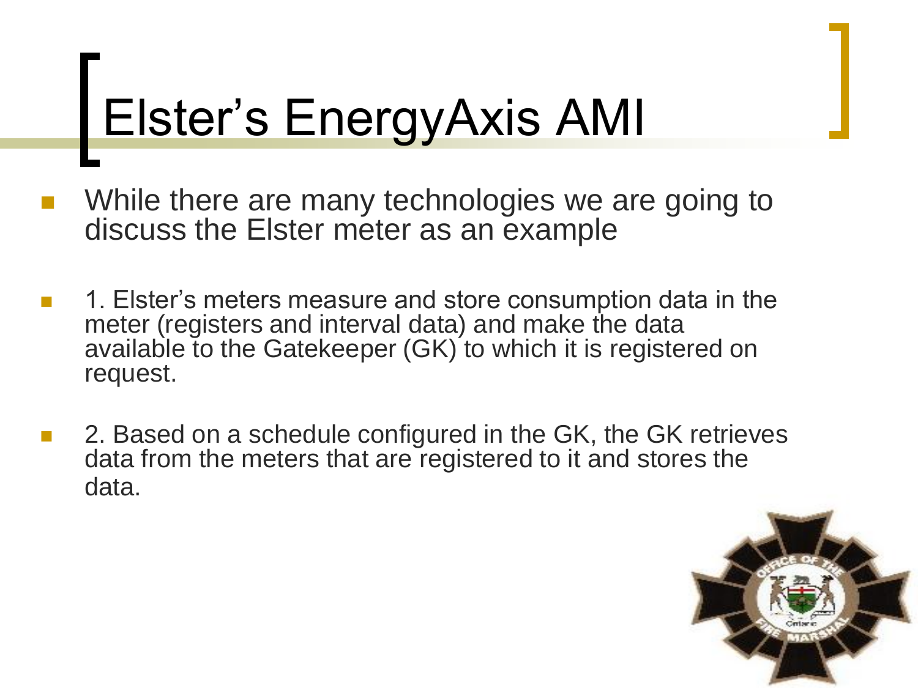# Elster's EnergyAxis AMI

- While there are many technologies we are going to discuss the Elster meter as an example
- 1. Elster's meters measure and store consumption data in the meter (registers and interval data) and make the data available to the Gatekeeper (GK) to which it is registered on request.
- 2. Based on a schedule configured in the GK, the GK retrieves data from the meters that are registered to it and stores the data.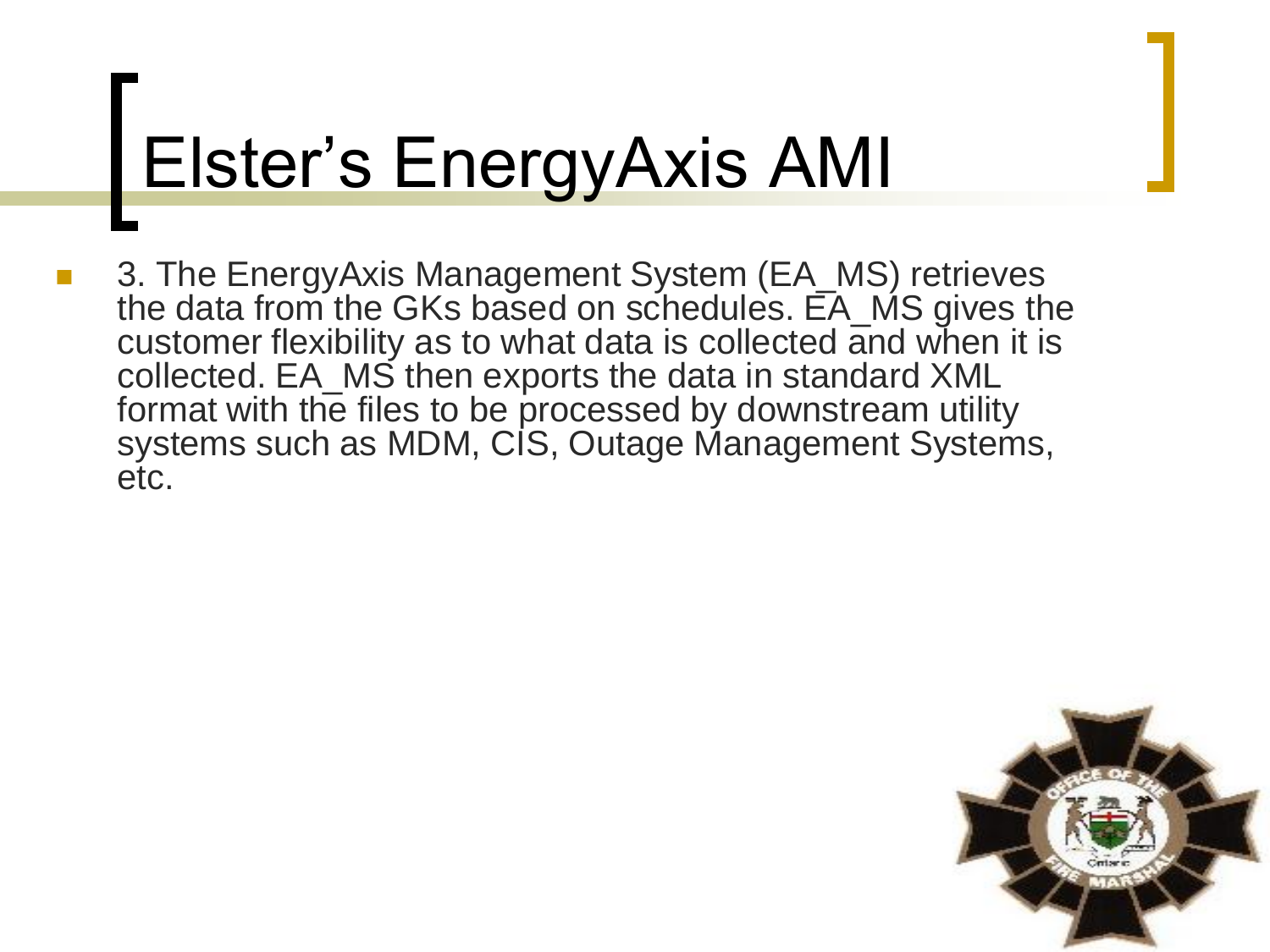# Elster's EnergyAxis AMI

- 3. The EnergyAxis Management System (EA_MS) retrieves the data from the GKs based on schedules. EA_MS gives the customer flexibility as to what data is collected and when it is collected. EA_MS then exports the data in standard XML format with the files to be processed by downstream utility systems such as MDM, CIS, Outage Management Systems, etc.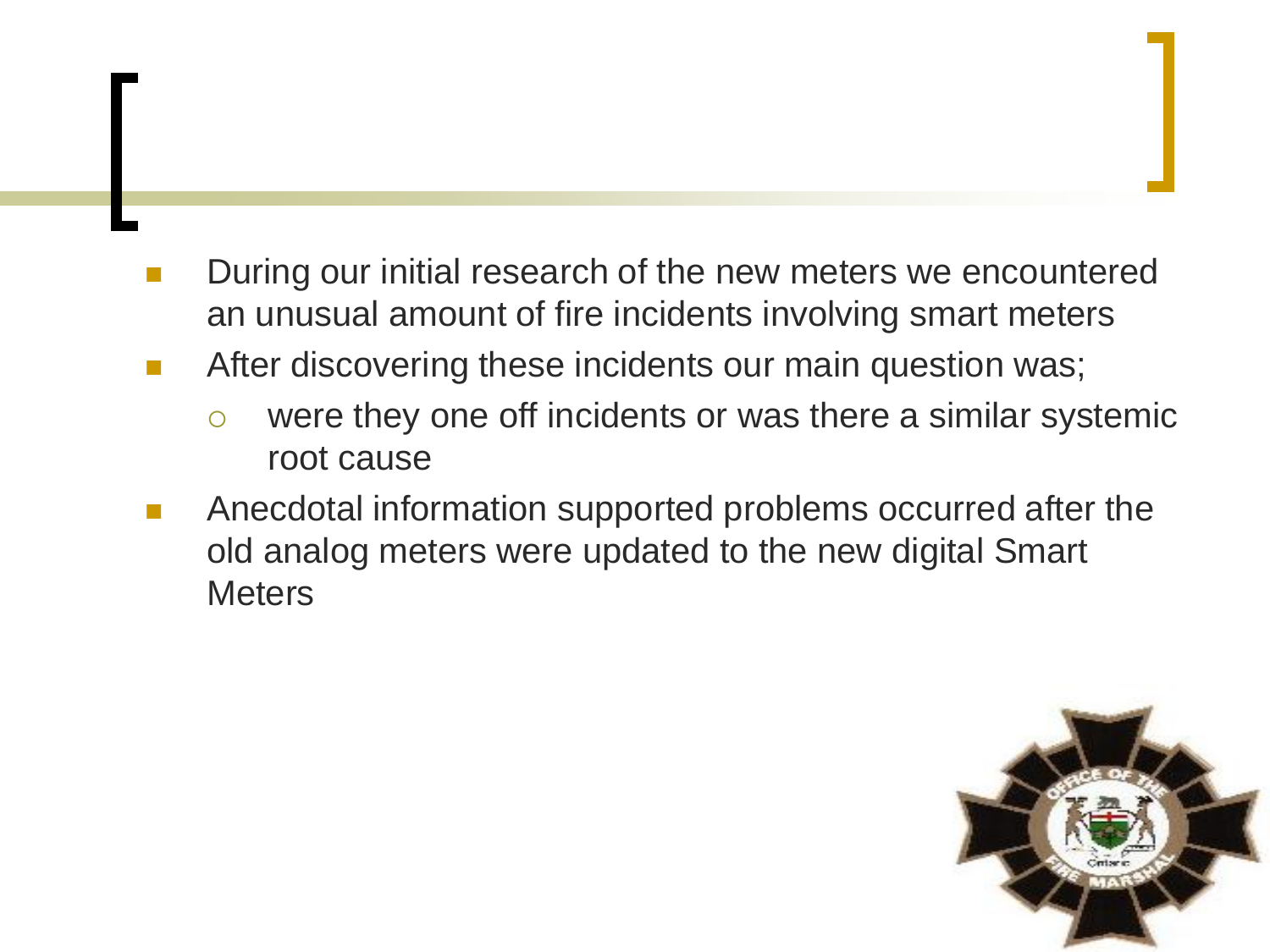- During our initial research of the new meters we encountered an unusual amount of fire incidents involving smart meters
- After discovering these incidents our main question was;
  - were they one off incidents or was there a similar systemic root cause
- Anecdotal information supported problems occurred after the old analog meters were updated to the new digital Smart Meters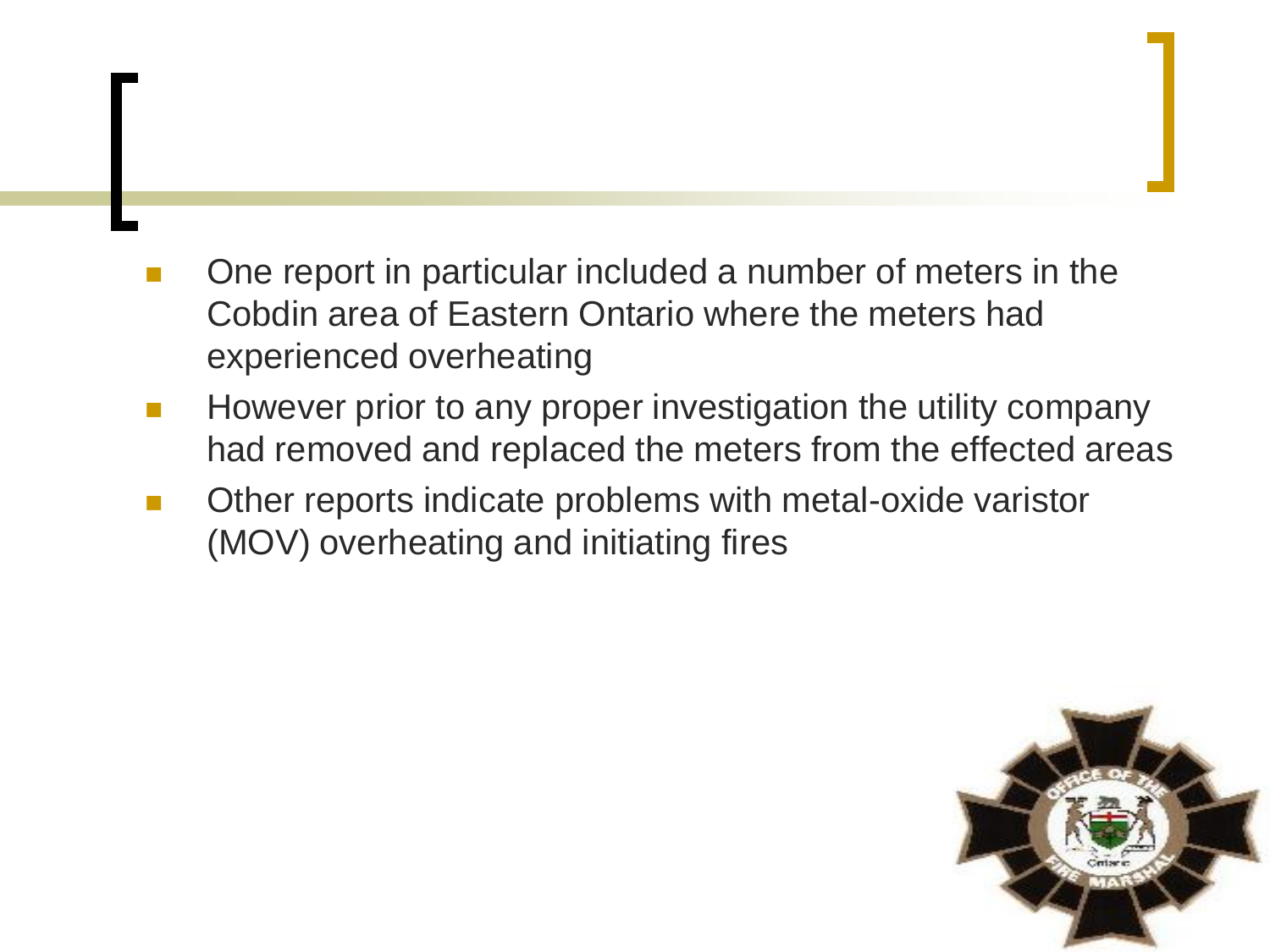- One report in particular included a number of meters in the Cobdin area of Eastern Ontario where the meters had experienced overheating
- However prior to any proper investigation the utility company had removed and replaced the meters from the effected areas
- Other reports indicate problems with metal-oxide varistor (MOV) overheating and initiating fires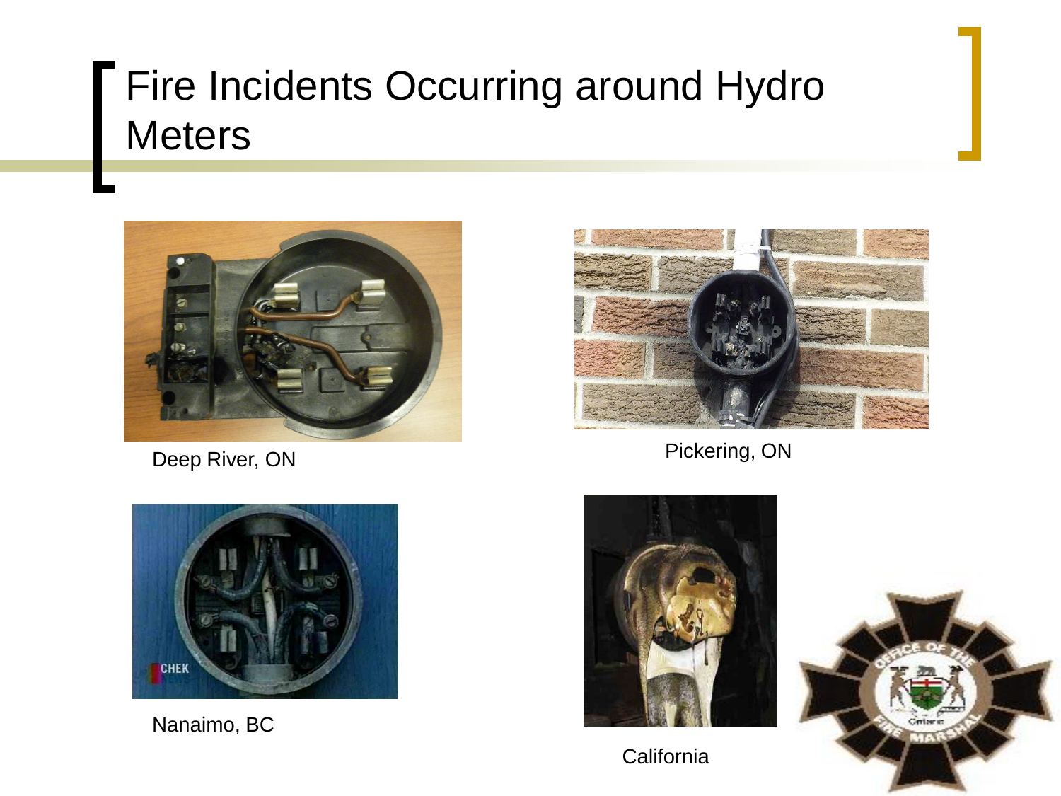# Fire Incidents Occurring around Hydro Meters

Deep River, ON

Pickering, ON

Nanaimo, BC

California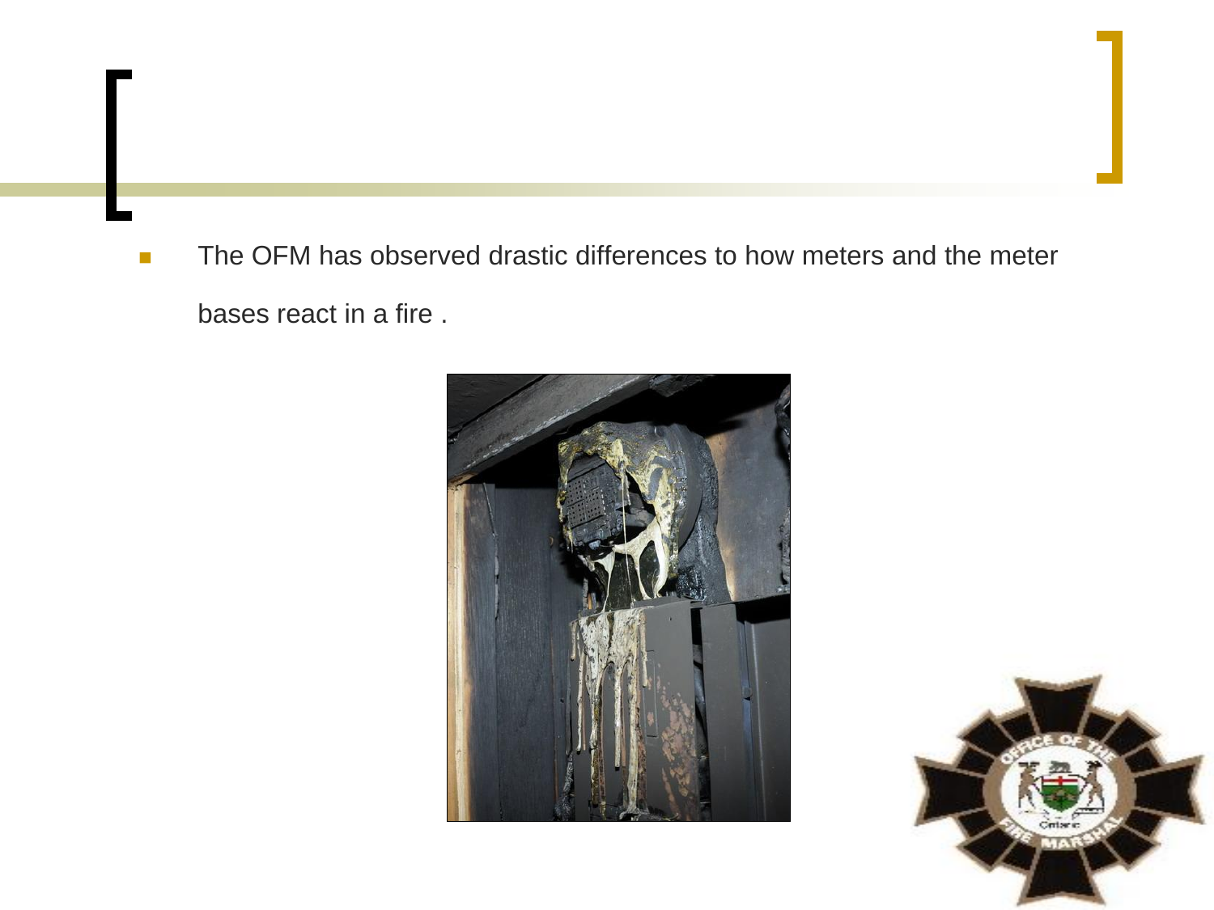- The OFM has observed drastic differences to how meters and the meter bases react in a fire .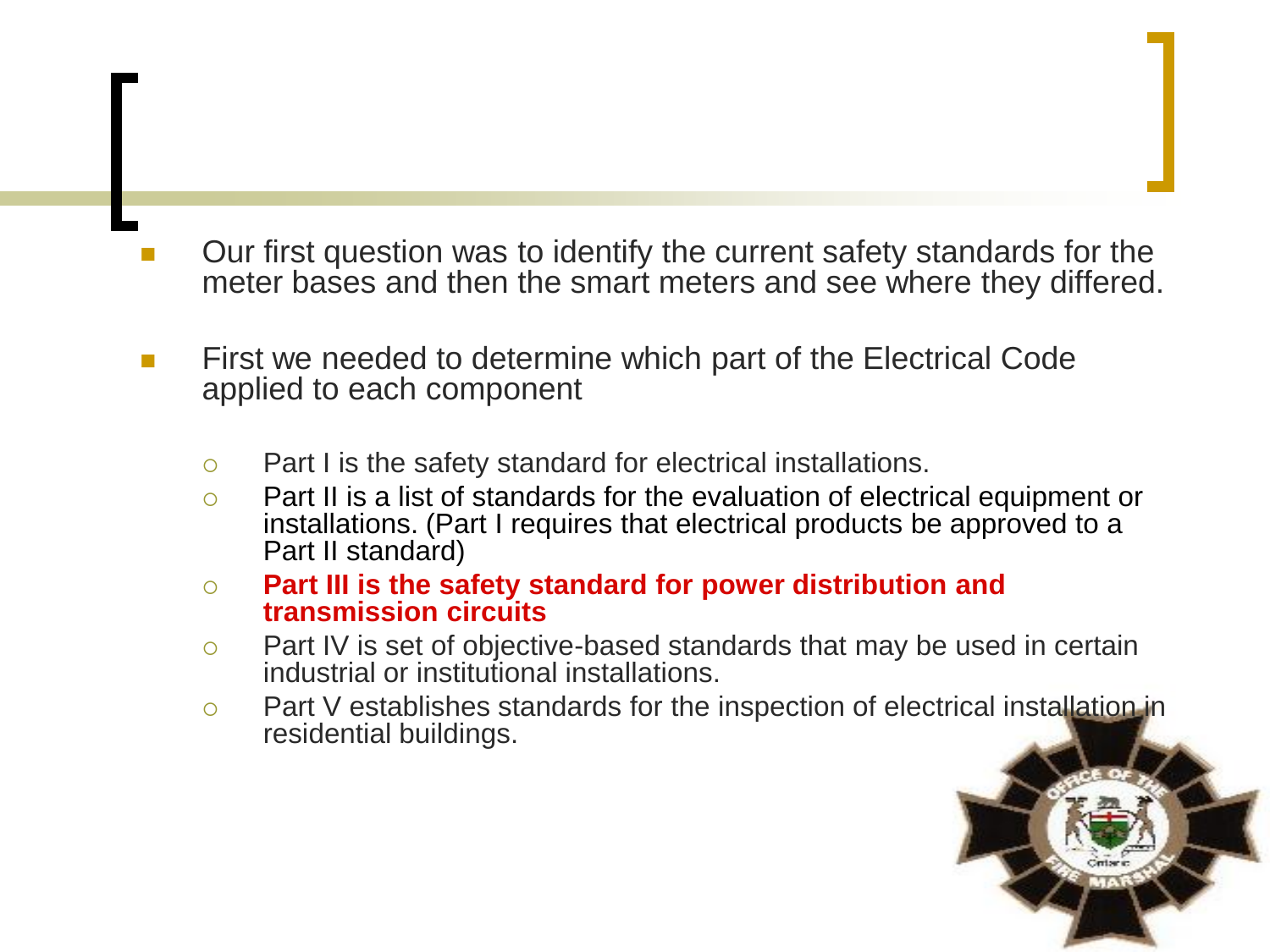- Our first question was to identify the current safety standards for the meter bases and then the smart meters and see where they differed.

- First we needed to determine which part of the Electrical Code applied to each component

  - Part I is the safety standard for electrical installations.
  - Part II is a list of standards for the evaluation of electrical equipment or installations. (Part I requires that electrical products be approved to a Part II standard)
  - **Part III is the safety standard for power distribution and transmission circuits**
  - Part IV is set of objective-based standards that may be used in certain industrial or institutional installations.
  - Part V establishes standards for the inspection of electrical installation in residential buildings.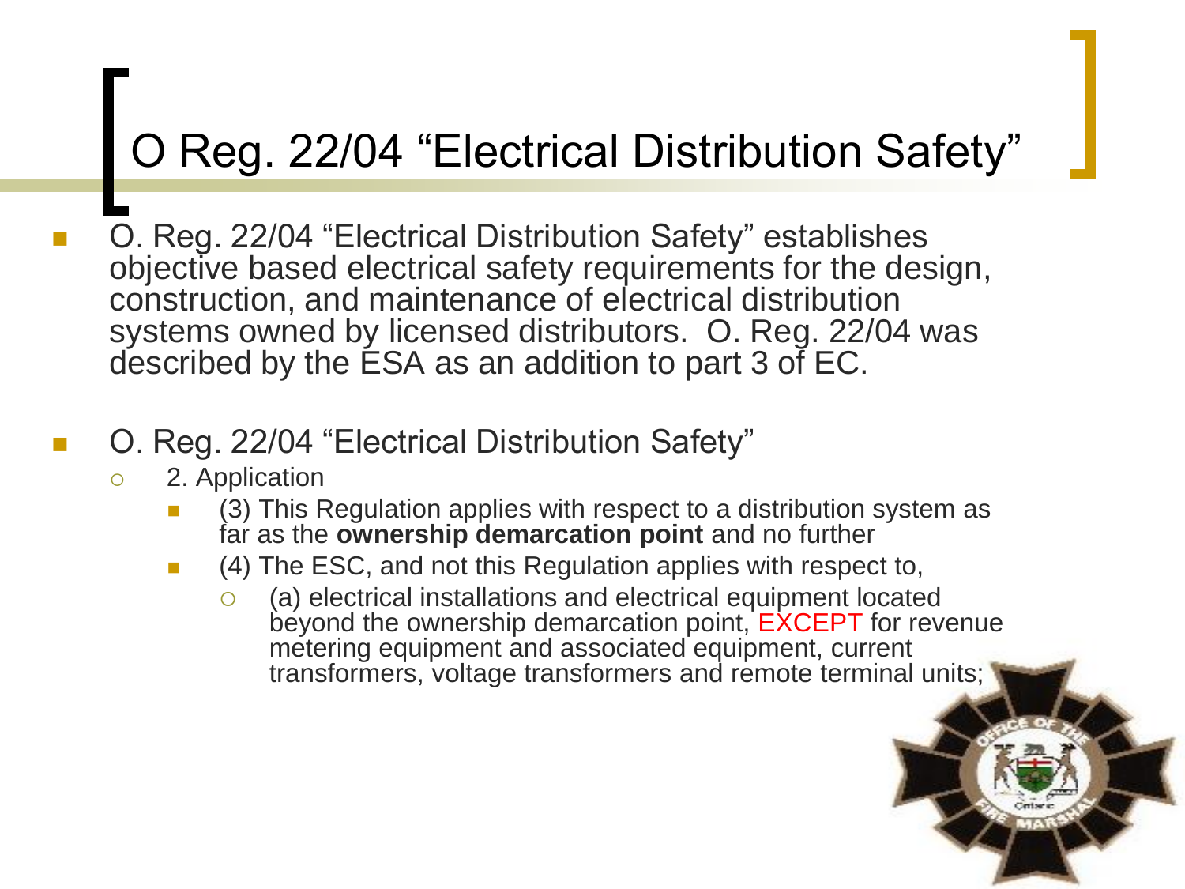# O Reg. 22/04 “Electrical Distribution Safety”

- O. Reg. 22/04 “Electrical Distribution Safety” establishes objective based electrical safety requirements for the design, construction, and maintenance of electrical distribution systems owned by licensed distributors. O. Reg. 22/04 was described by the ESA as an addition to part 3 of EC.

- O. Reg. 22/04 “Electrical Distribution Safety”
  - 2. Application
    - (3) This Regulation applies with respect to a distribution system as far as the **ownership demarcation point** and no further
    - (4) The ESC, and not this Regulation applies with respect to,
      - (a) electrical installations and electrical equipment located beyond the ownership demarcation point, EXCEPT for revenue metering equipment and associated equipment, current transformers, voltage transformers and remote terminal units;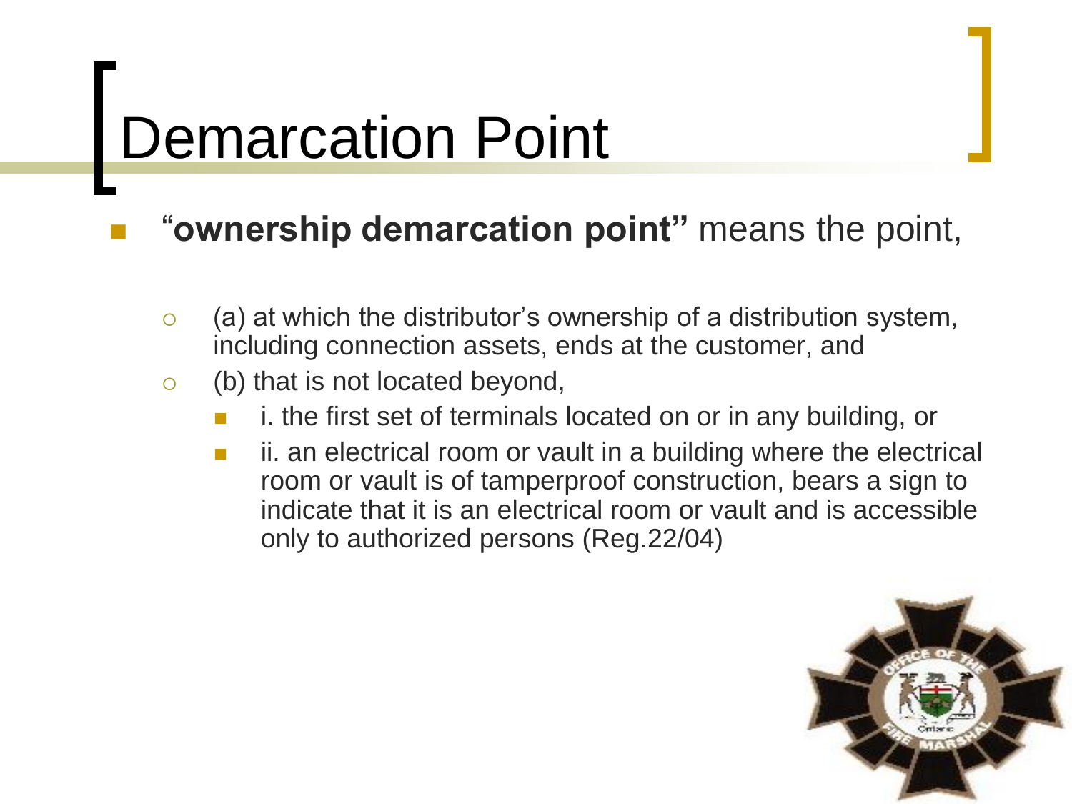# Demarcation Point

- "**ownership demarcation point"** means the point,
  - (a) at which the distributor's ownership of a distribution system, including connection assets, ends at the customer, and
  - (b) that is not located beyond,
    - i. the first set of terminals located on or in any building, or
    - ii. an electrical room or vault in a building where the electrical room or vault is of tamperproof construction, bears a sign to indicate that it is an electrical room or vault and is accessible only to authorized persons (Reg.22/04)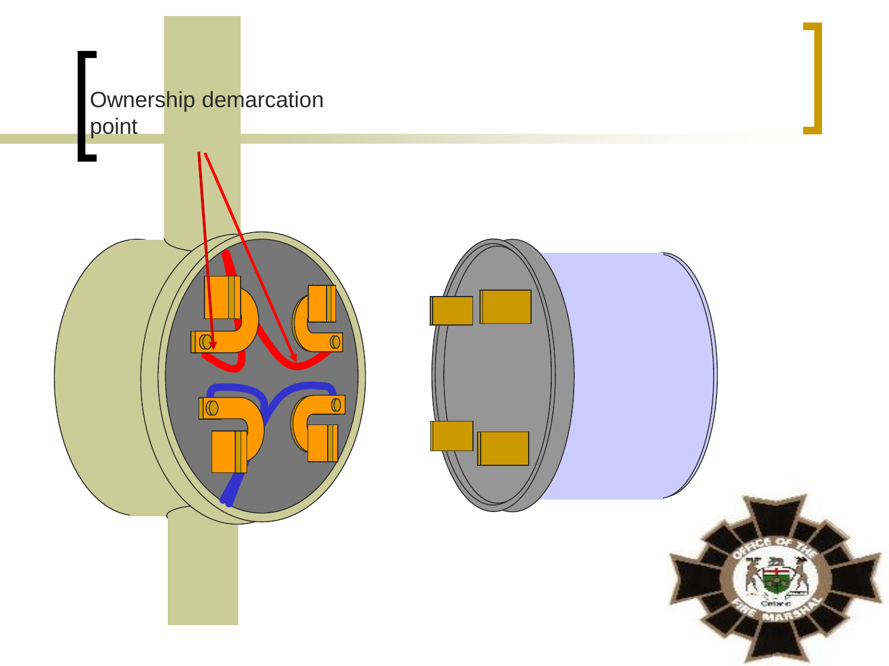Ownership demarcation point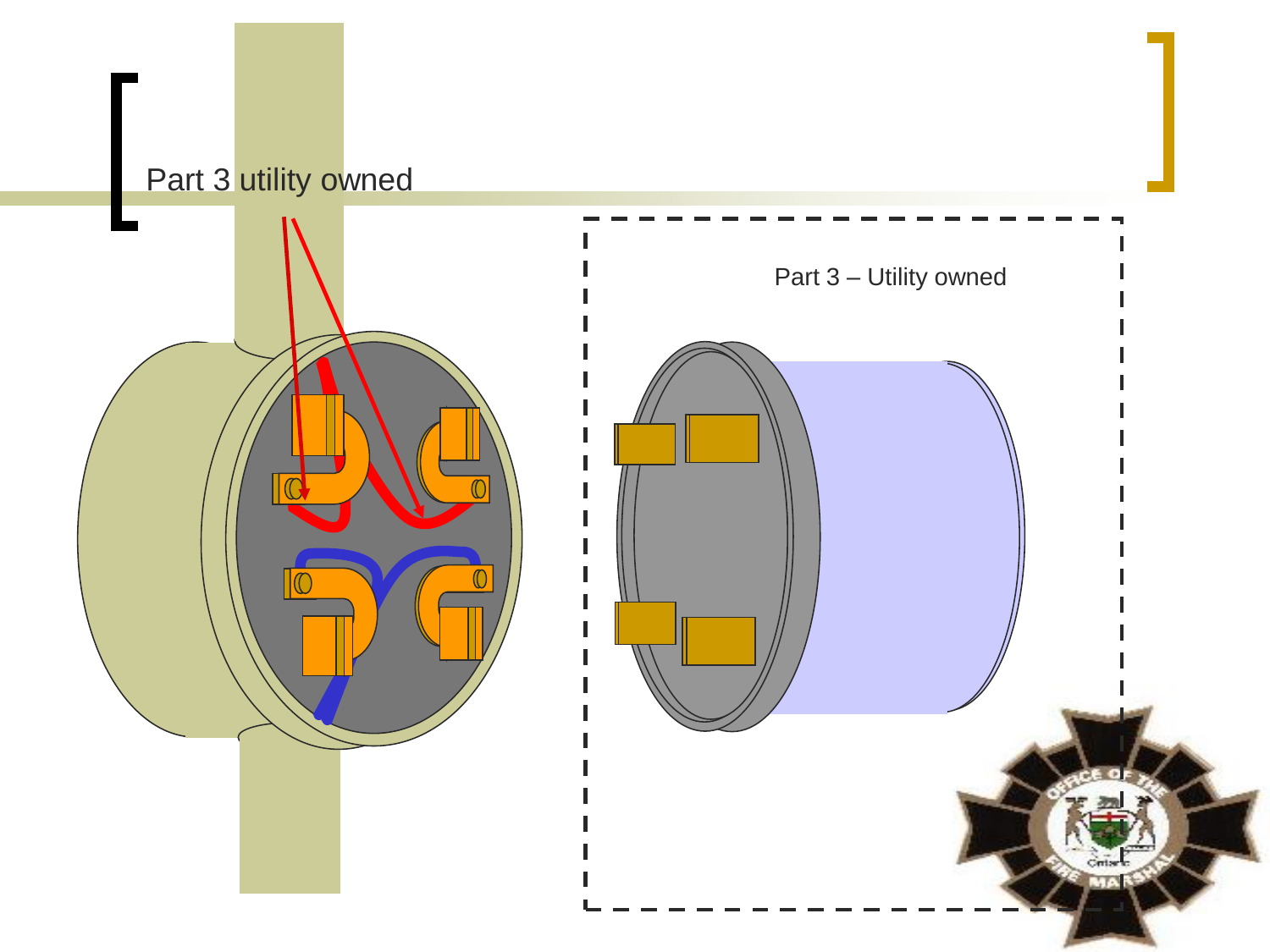# Part 3 utility owned

Part 3 – Utility owned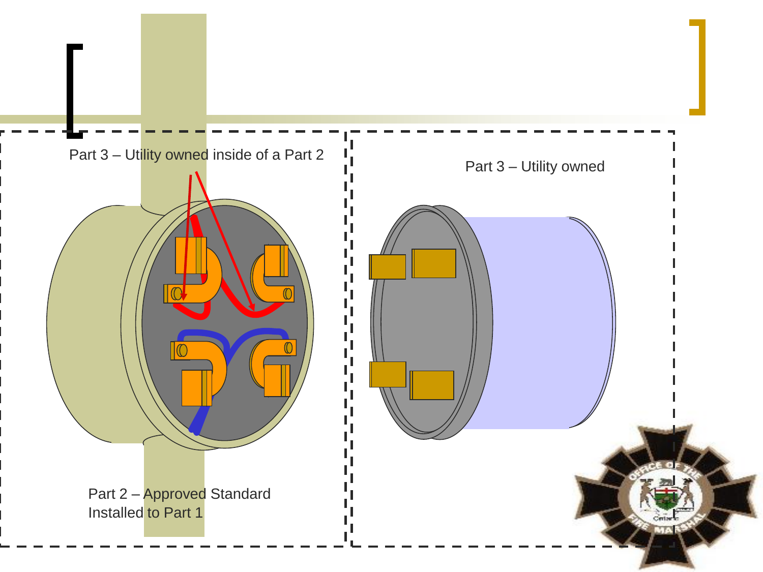Part 3 – Utility owned inside of a Part 2

Part 3 – Utility owned

Part 2 – Approved Standard
Installed to Part 1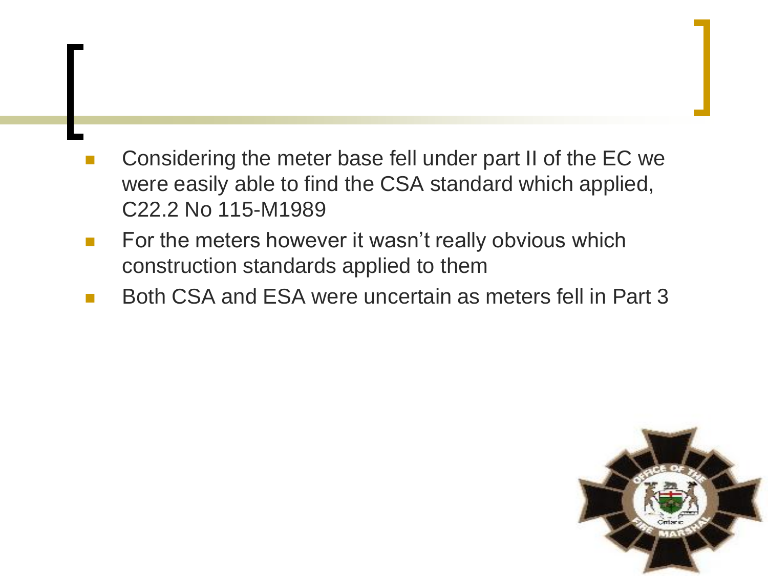- Considering the meter base fell under part II of the EC we were easily able to find the CSA standard which applied, C22.2 No 115-M1989
- For the meters however it wasn't really obvious which construction standards applied to them
- Both CSA and ESA were uncertain as meters fell in Part 3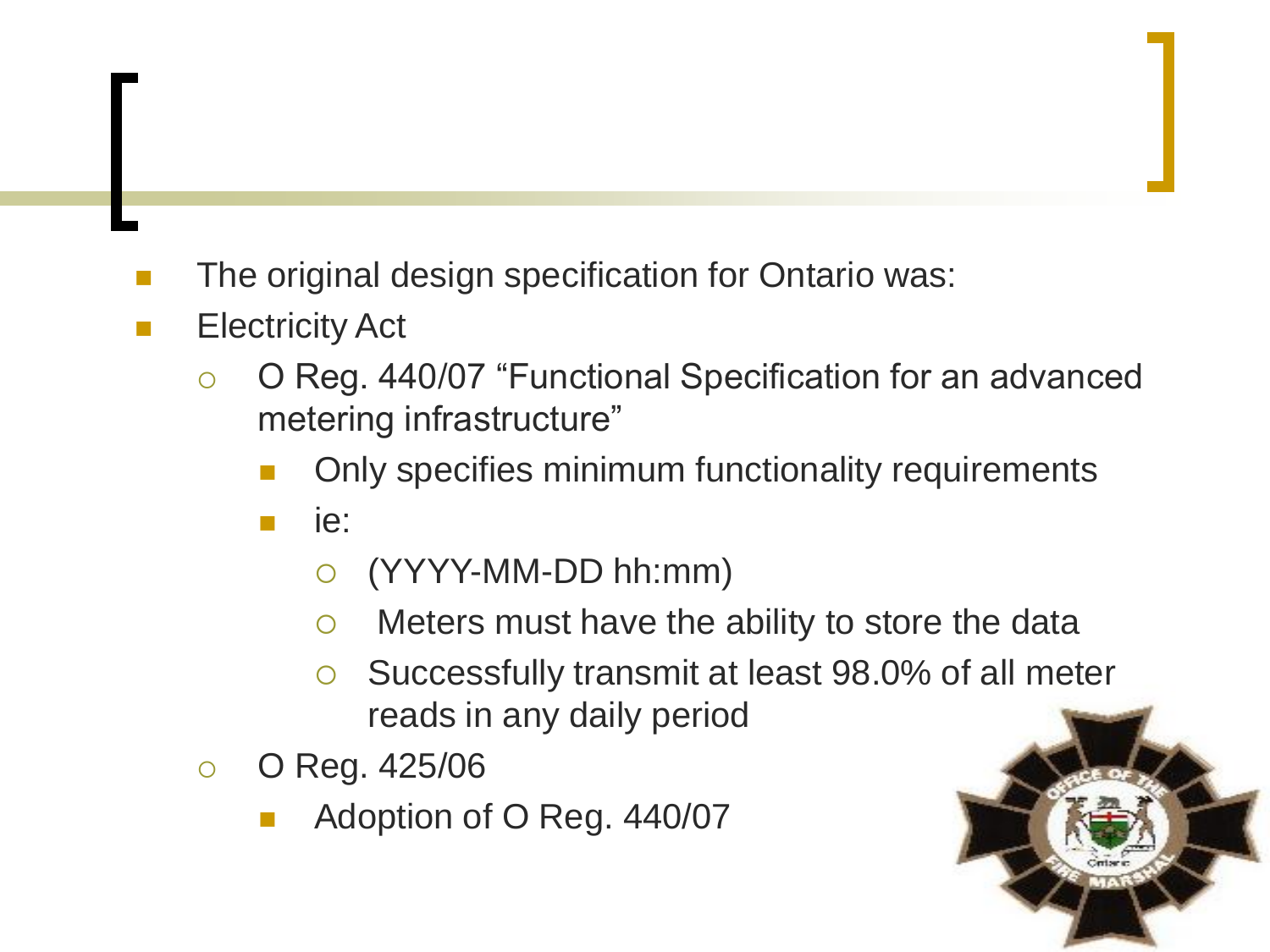- The original design specification for Ontario was:
- Electricity Act
  - O Reg. 440/07 “Functional Specification for an advanced metering infrastructure”
    - Only specifies minimum functionality requirements
    - ie:
      - (YYYY-MM-DD hh:mm)
      - Meters must have the ability to store the data
      - Successfully transmit at least 98.0% of all meter reads in any daily period
  - O Reg. 425/06
    - Adoption of O Reg. 440/07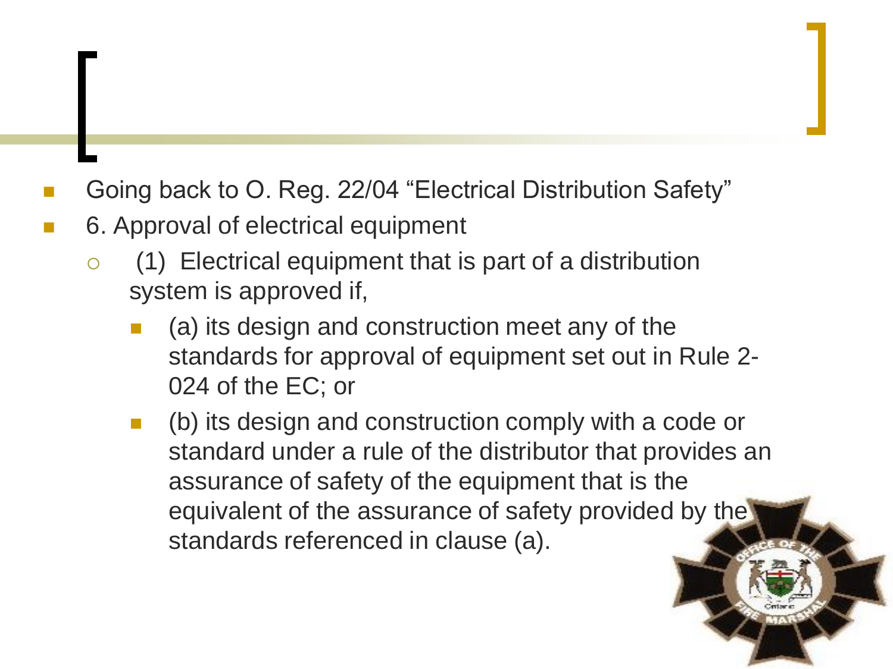- Going back to O. Reg. 22/04 "Electrical Distribution Safety"
- 6. Approval of electrical equipment
  - (1) Electrical equipment that is part of a distribution system is approved if,
    - (a) its design and construction meet any of the standards for approval of equipment set out in Rule 2-024 of the EC; or
    - (b) its design and construction comply with a code or standard under a rule of the distributor that provides an assurance of safety of the equipment that is the equivalent of the assurance of safety provided by the standards referenced in clause (a).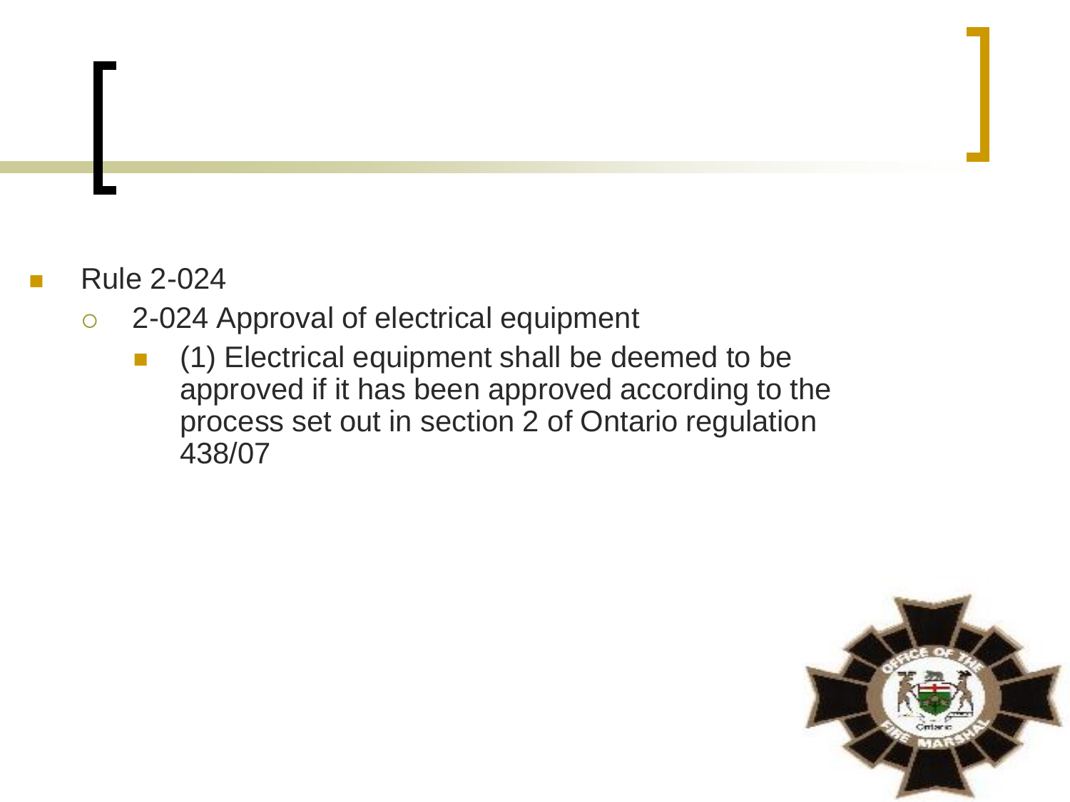- Rule 2-024
  - 2-024 Approval of electrical equipment
    - (1) Electrical equipment shall be deemed to be approved if it has been approved according to the process set out in section 2 of Ontario regulation 438/07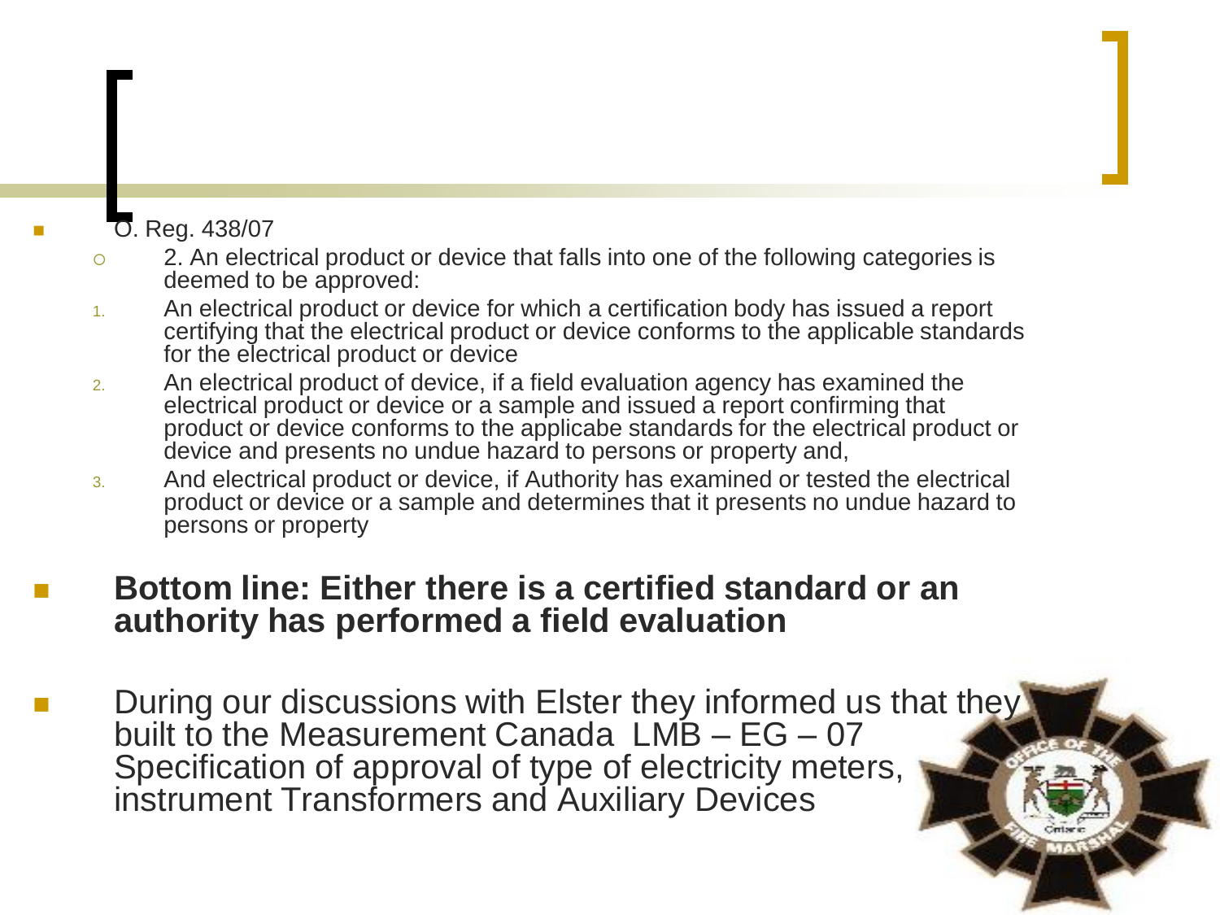- O. Reg. 438/07
  - 2. An electrical product or device that falls into one of the following categories is deemed to be approved:
  1. An electrical product or device for which a certification body has issued a report certifying that the electrical product or device conforms to the applicable standards for the electrical product or device
  2. An electrical product of device, if a field evaluation agency has examined the electrical product or device or a sample and issued a report confirming that product or device conforms to the applicabe standards for the electrical product or device and presents no undue hazard to persons or property and,
  3. And electrical product or device, if Authority has examined or tested the electrical product or device or a sample and determines that it presents no undue hazard to persons or property

- **Bottom line: Either there is a certified standard or an authority has performed a field evaluation**

- During our discussions with Elster they informed us that they built to the Measurement Canada LMB – EG – 07 Specification of approval of type of electricity meters, instrument Transformers and Auxiliary Devices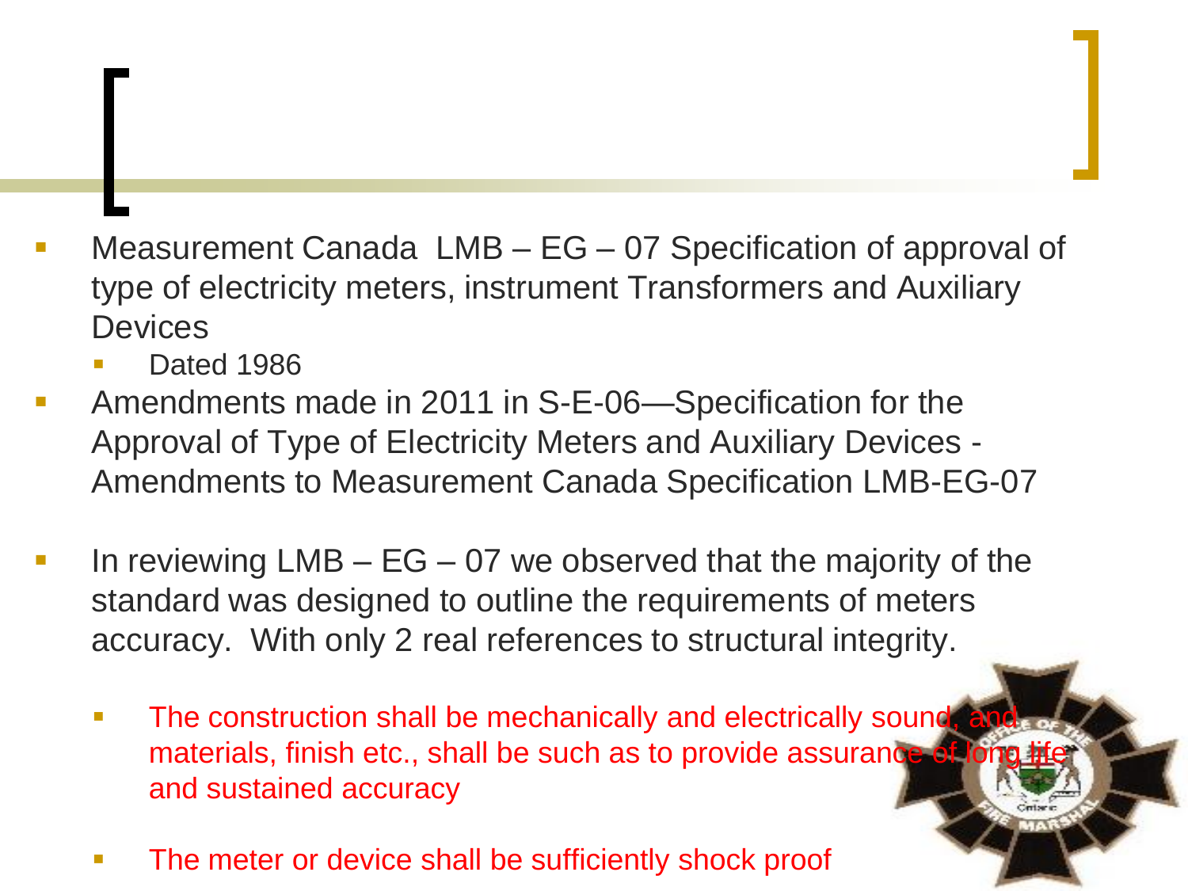- Measurement Canada LMB – EG – 07 Specification of approval of type of electricity meters, instrument Transformers and Auxiliary Devices
  - Dated 1986
- Amendments made in 2011 in S-E-06—Specification for the Approval of Type of Electricity Meters and Auxiliary Devices - Amendments to Measurement Canada Specification LMB-EG-07

- In reviewing LMB – EG – 07 we observed that the majority of the standard was designed to outline the requirements of meters accuracy. With only 2 real references to structural integrity.
  - The construction shall be mechanically and electrically sound, and materials, finish etc., shall be such as to provide assurance of long life and sustained accuracy
  - The meter or device shall be sufficiently shock proof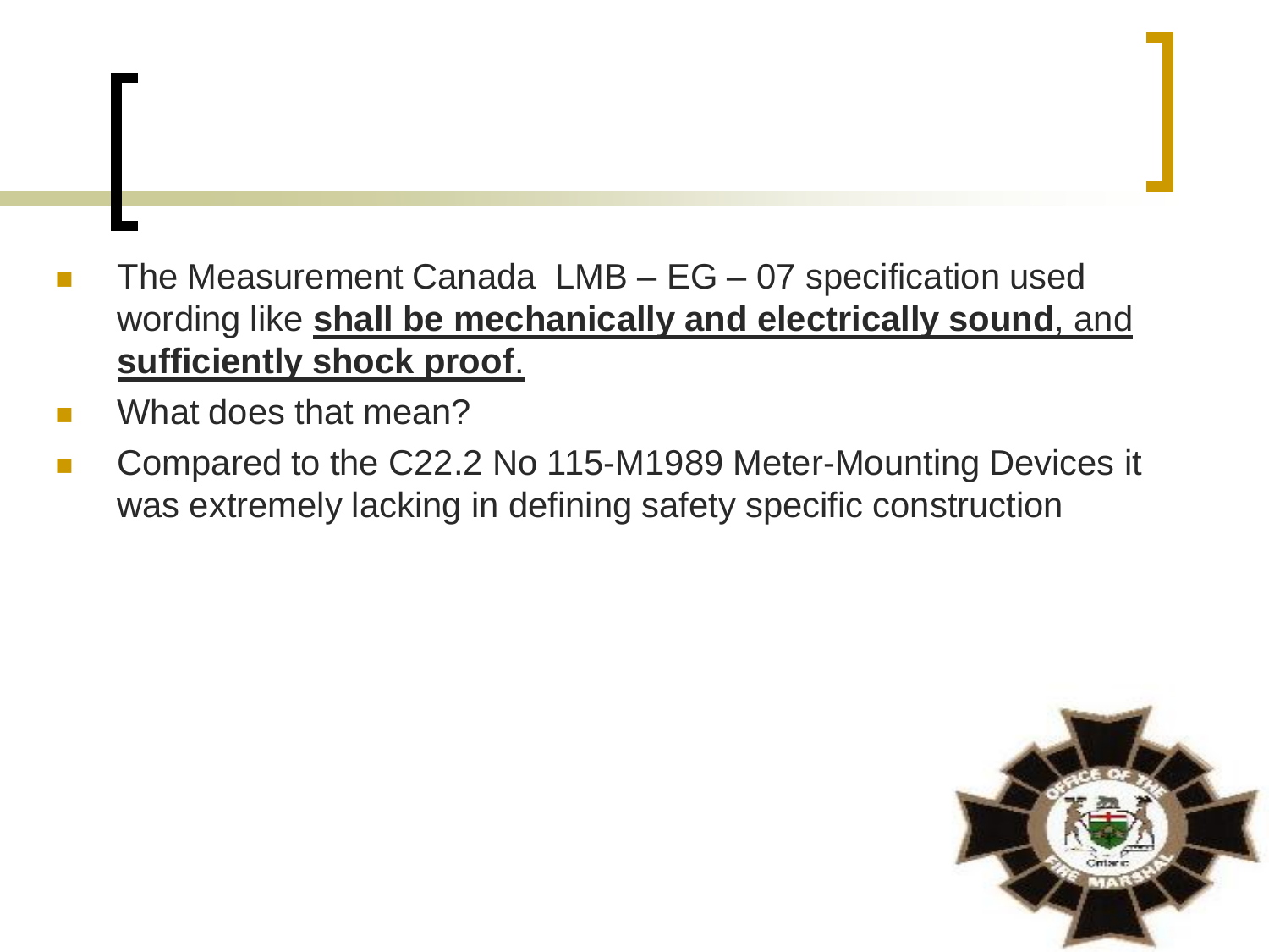- The Measurement Canada  LMB – EG – 07 specification used wording like **shall be mechanically and electrically sound**, and **sufficiently shock proof**.
- What does that mean?
- Compared to the C22.2 No 115-M1989 Meter-Mounting Devices it was extremely lacking in defining safety specific construction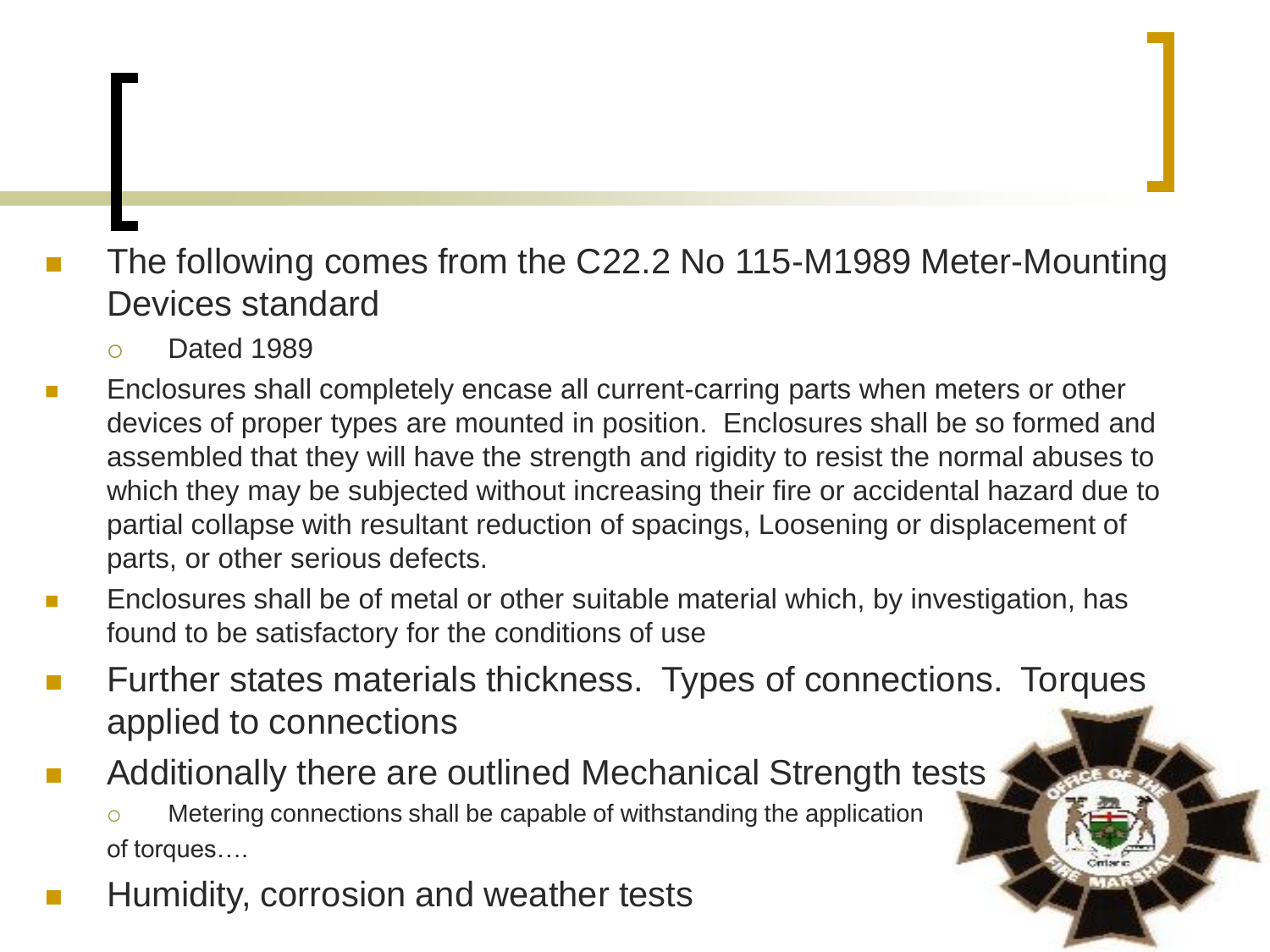- The following comes from the C22.2 No 115-M1989 Meter-Mounting Devices standard
  - Dated 1989
- Enclosures shall completely encase all current-carring parts when meters or other devices of proper types are mounted in position. Enclosures shall be so formed and assembled that they will have the strength and rigidity to resist the normal abuses to which they may be subjected without increasing their fire or accidental hazard due to partial collapse with resultant reduction of spacings, Loosening or displacement of parts, or other serious defects.
- Enclosures shall be of metal or other suitable material which, by investigation, has found to be satisfactory for the conditions of use
- Further states materials thickness. Types of connections. Torques applied to connections
- Additionally there are outlined Mechanical Strength tests
  - Metering connections shall be capable of withstanding the application of torques….
- Humidity, corrosion and weather tests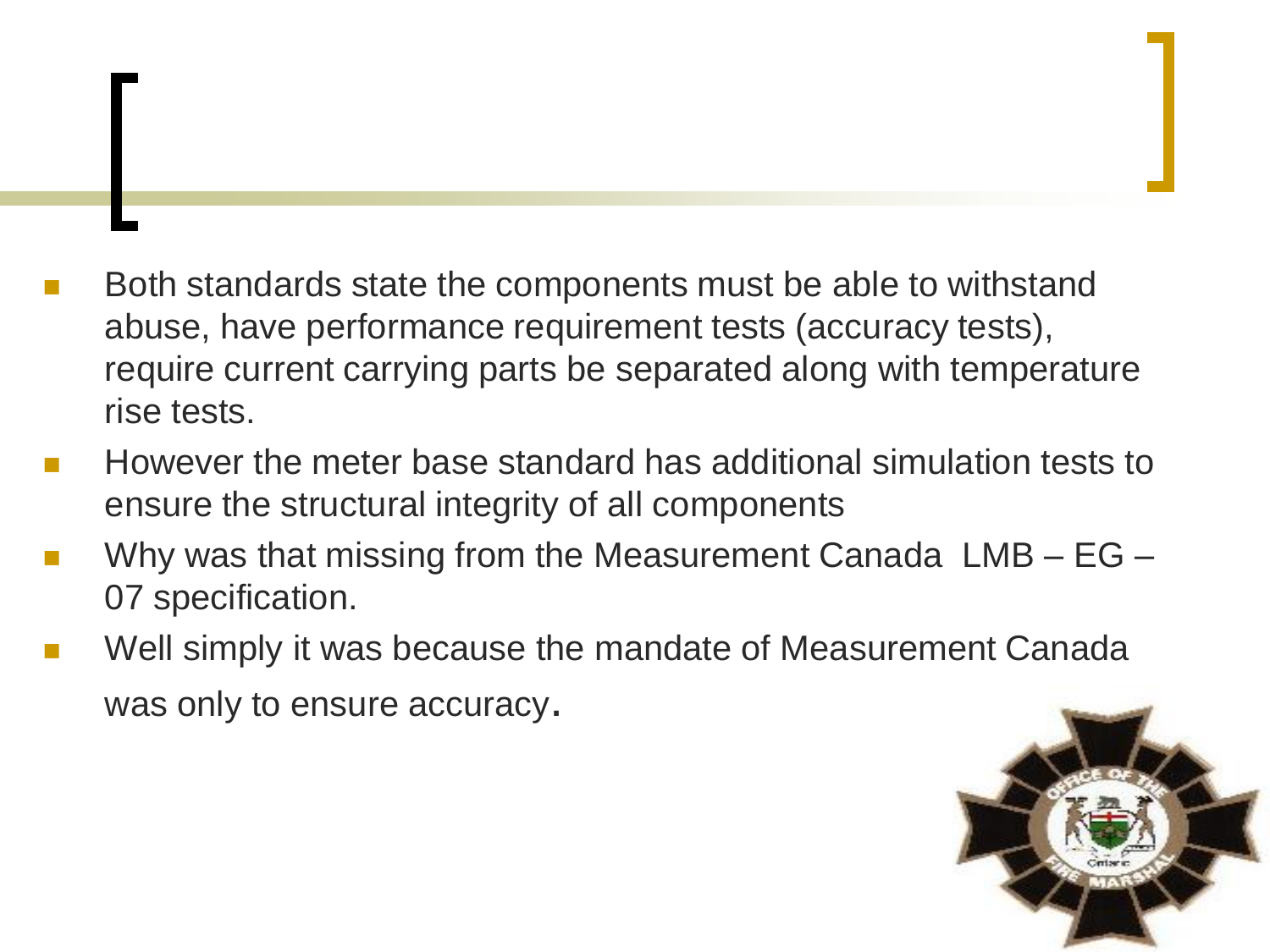- Both standards state the components must be able to withstand abuse, have performance requirement tests (accuracy tests), require current carrying parts be separated along with temperature rise tests.
- However the meter base standard has additional simulation tests to ensure the structural integrity of all components
- Why was that missing from the Measurement Canada LMB – EG – 07 specification.
- Well simply it was because the mandate of Measurement Canada was only to ensure accuracy.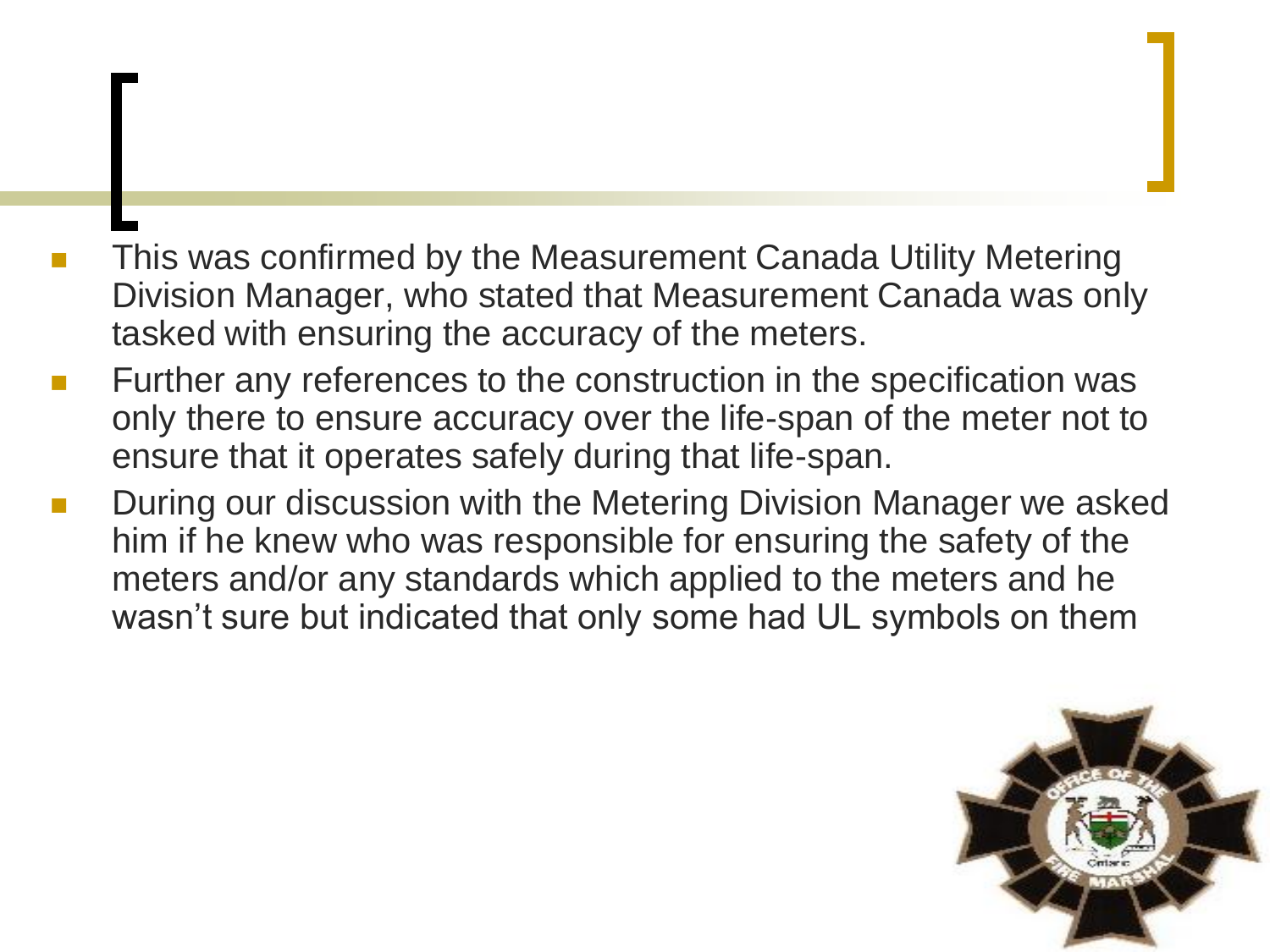- This was confirmed by the Measurement Canada Utility Metering Division Manager, who stated that Measurement Canada was only tasked with ensuring the accuracy of the meters.
- Further any references to the construction in the specification was only there to ensure accuracy over the life-span of the meter not to ensure that it operates safely during that life-span.
- During our discussion with the Metering Division Manager we asked him if he knew who was responsible for ensuring the safety of the meters and/or any standards which applied to the meters and he wasn't sure but indicated that only some had UL symbols on them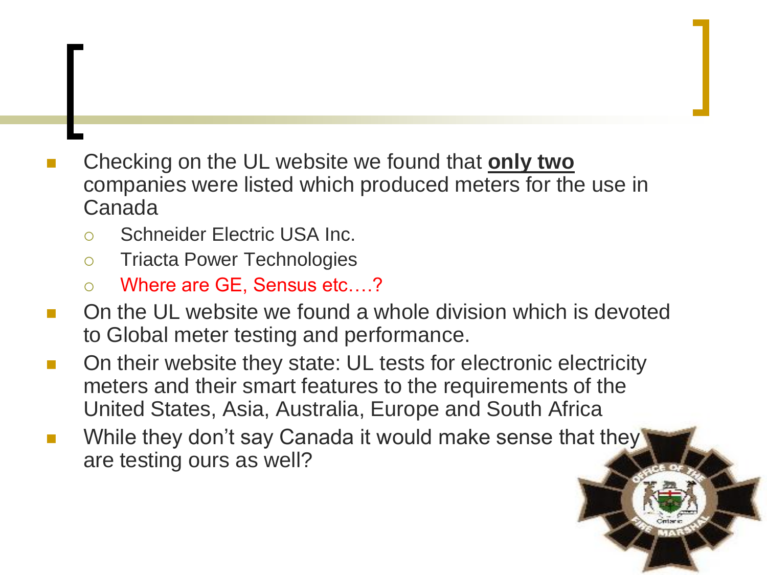- Checking on the UL website we found that **only two** companies were listed which produced meters for the use in Canada
  - Schneider Electric USA Inc.
  - Triacta Power Technologies
  - Where are GE, Sensus etc.…?
- On the UL website we found a whole division which is devoted to Global meter testing and performance.
- On their website they state: UL tests for electronic electricity meters and their smart features to the requirements of the United States, Asia, Australia, Europe and South Africa
- While they don't say Canada it would make sense that they are testing ours as well?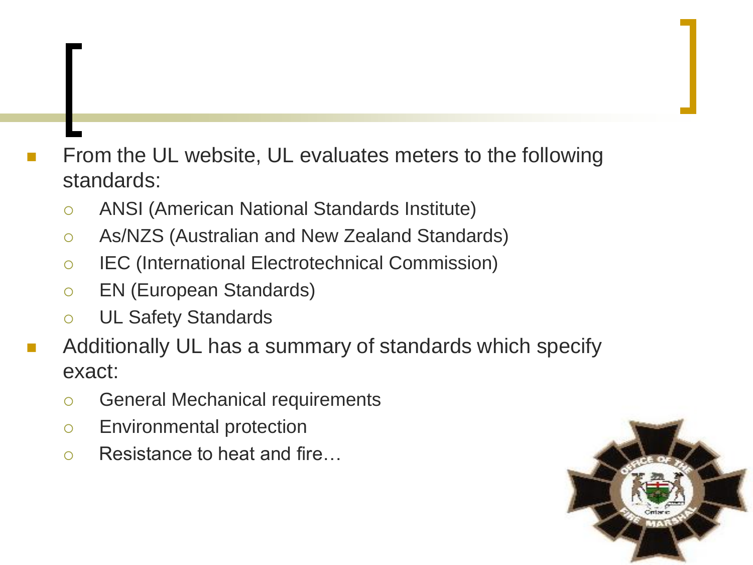- From the UL website, UL evaluates meters to the following standards:
  - ANSI (American National Standards Institute)
  - As/NZS (Australian and New Zealand Standards)
  - IEC (International Electrotechnical Commission)
  - EN (European Standards)
  - UL Safety Standards
- Additionally UL has a summary of standards which specify exact:
  - General Mechanical requirements
  - Environmental protection
  - Resistance to heat and fire…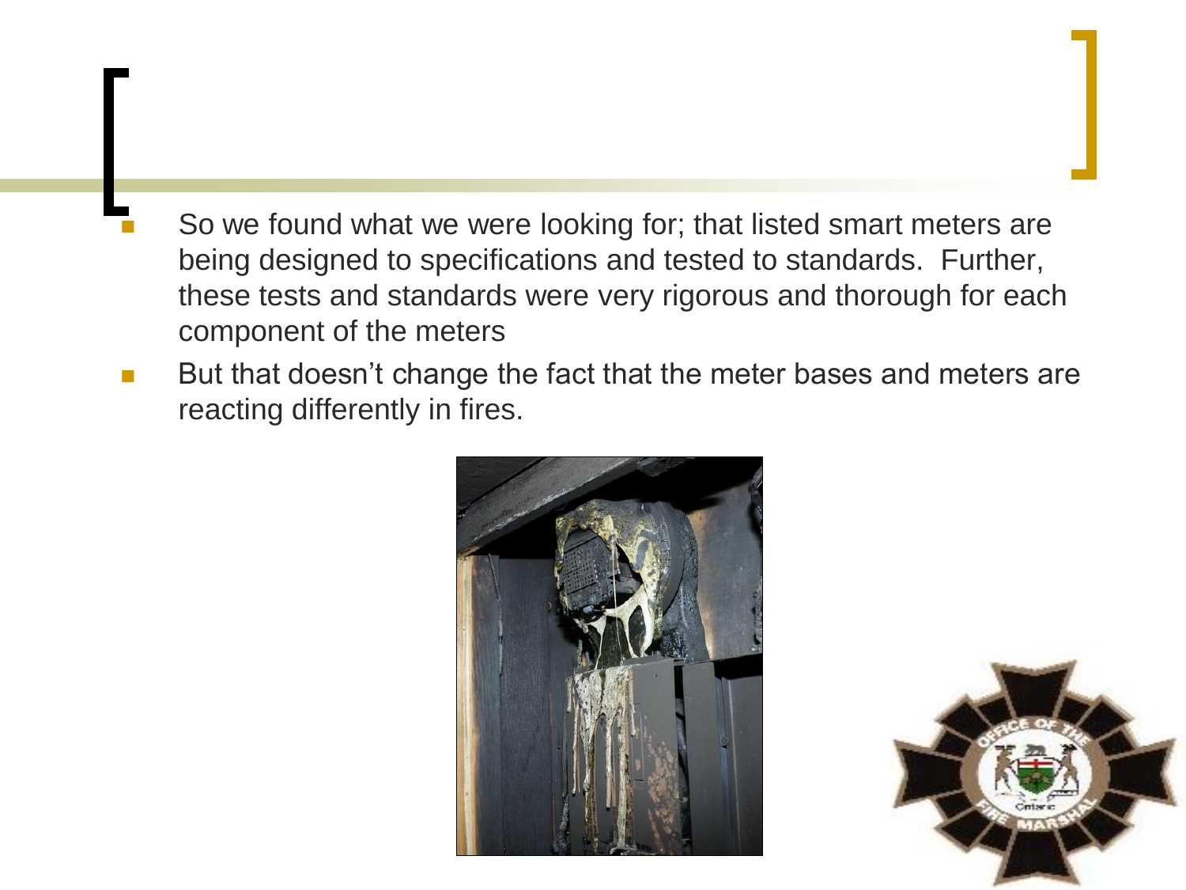- So we found what we were looking for; that listed smart meters are being designed to specifications and tested to standards. Further, these tests and standards were very rigorous and thorough for each component of the meters
- But that doesn't change the fact that the meter bases and meters are reacting differently in fires.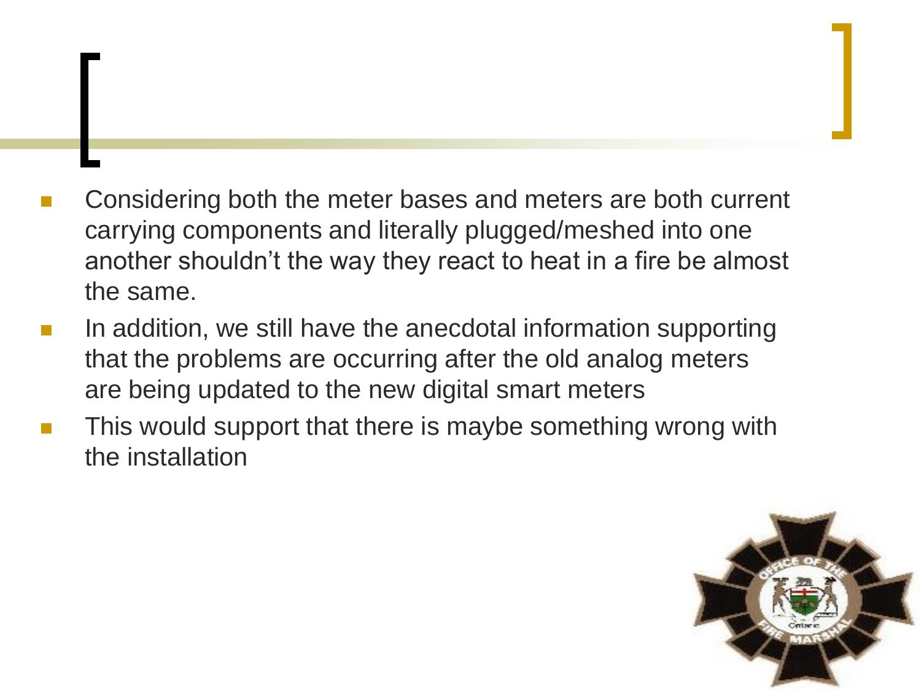- Considering both the meter bases and meters are both current carrying components and literally plugged/meshed into one another shouldn't the way they react to heat in a fire be almost the same.
- In addition, we still have the anecdotal information supporting that the problems are occurring after the old analog meters are being updated to the new digital smart meters
- This would support that there is maybe something wrong with the installation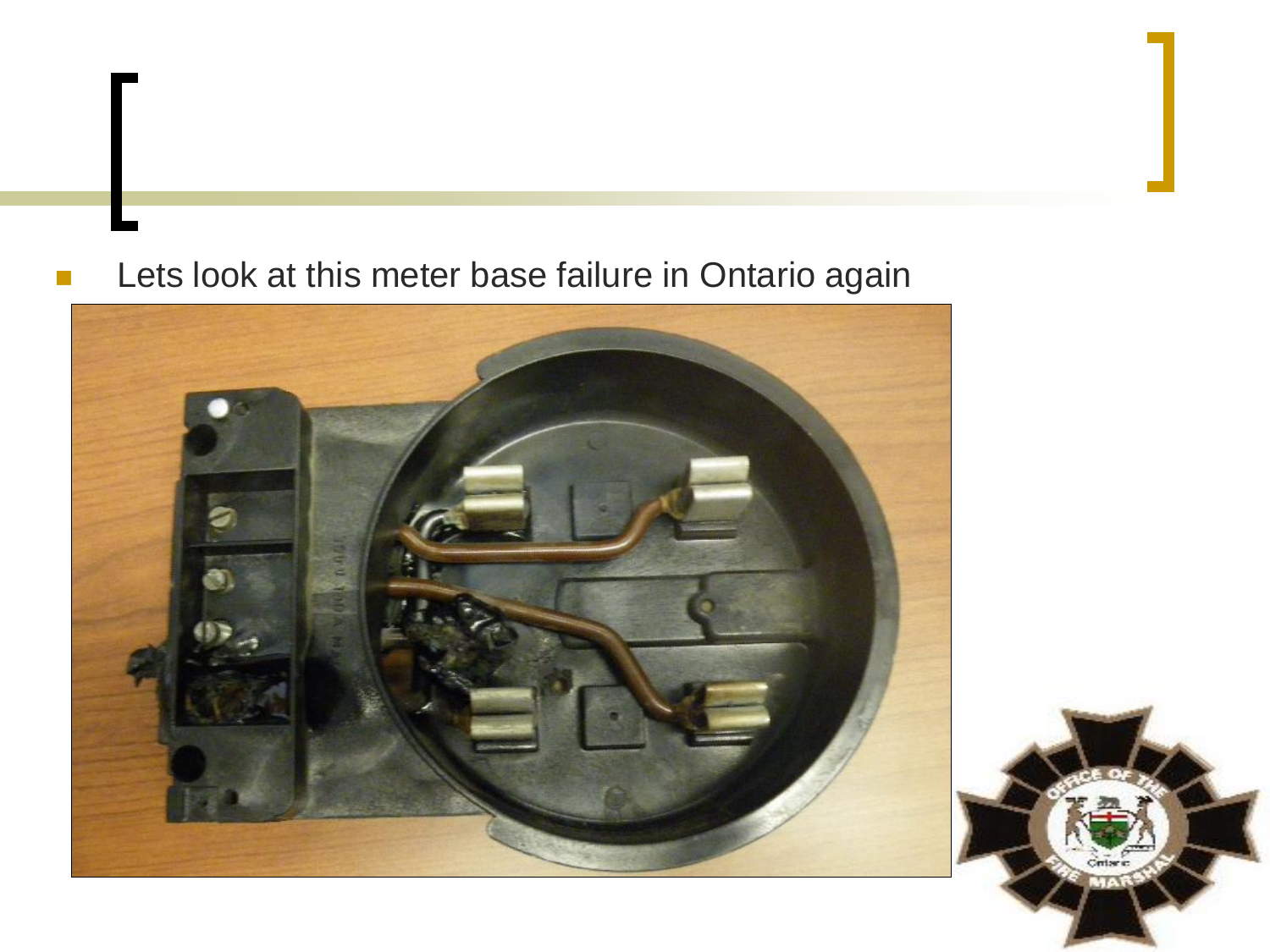- Lets look at this meter base failure in Ontario again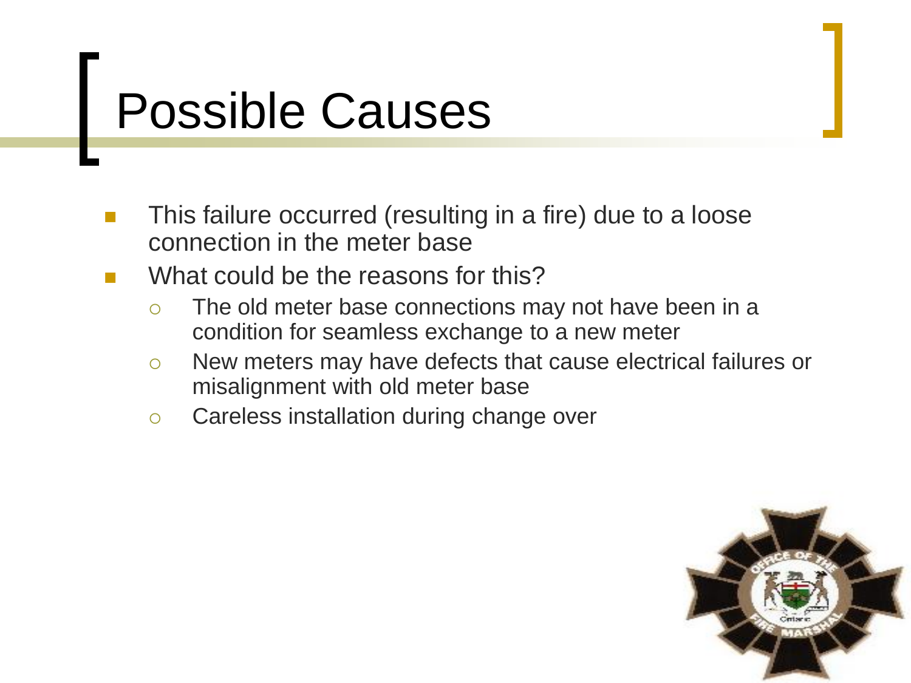# Possible Causes

- This failure occurred (resulting in a fire) due to a loose connection in the meter base
- What could be the reasons for this?
  - The old meter base connections may not have been in a condition for seamless exchange to a new meter
  - New meters may have defects that cause electrical failures or misalignment with old meter base
  - Careless installation during change over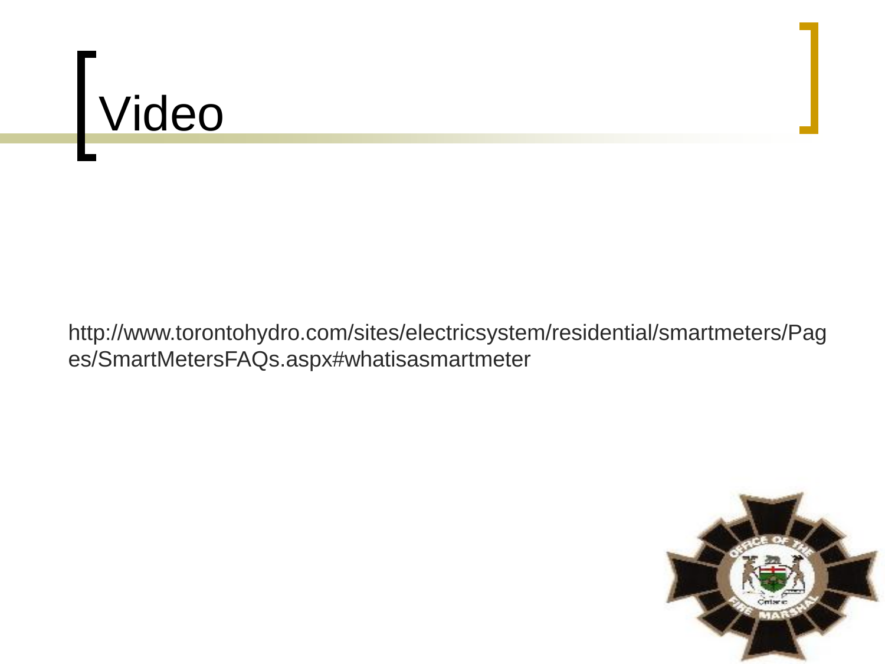# Video

http://www.torontohydro.com/sites/electricsystem/residential/smartmeters/Pages/SmartMetersFAQs.aspx#whatisasmartmeter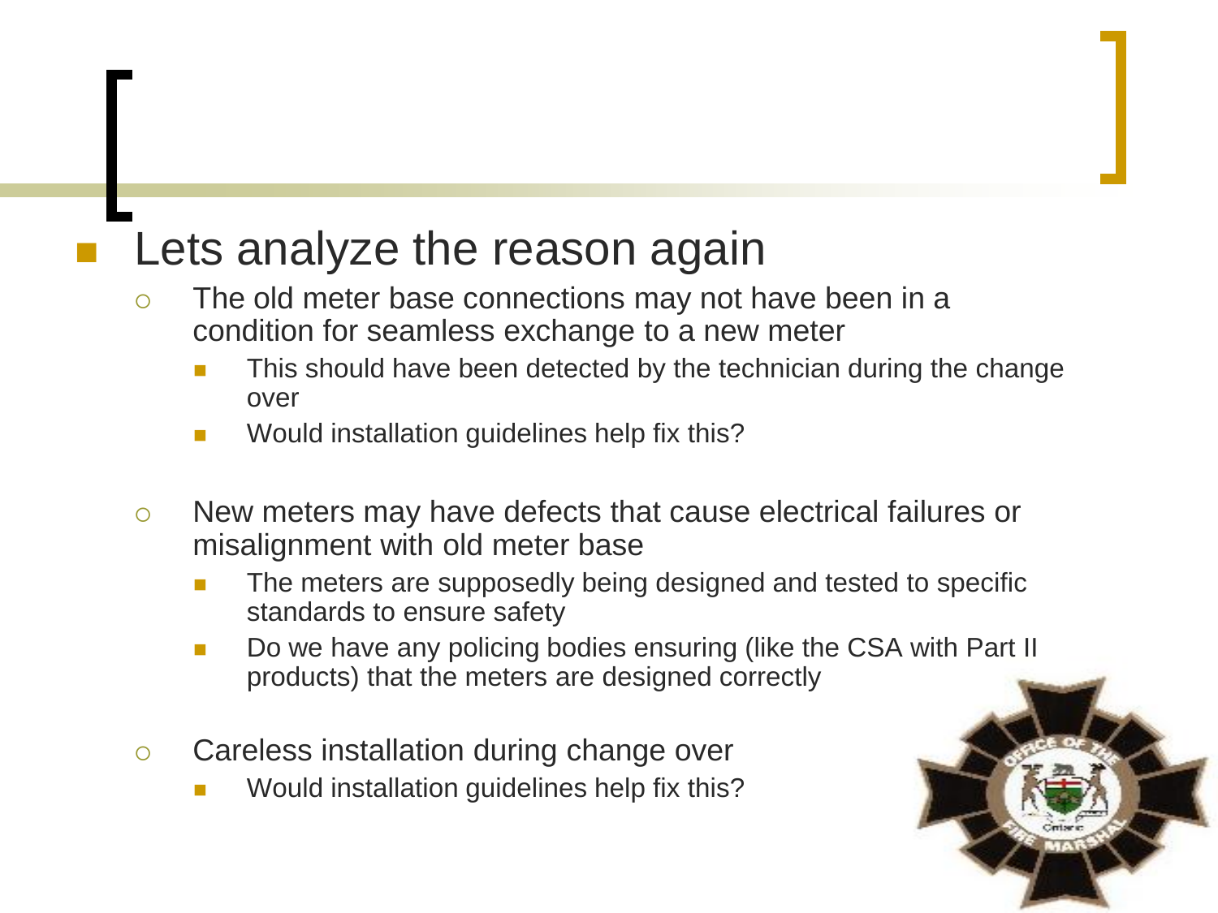- Lets analyze the reason again
  - The old meter base connections may not have been in a condition for seamless exchange to a new meter
    - This should have been detected by the technician during the change over
    - Would installation guidelines help fix this?
  - New meters may have defects that cause electrical failures or misalignment with old meter base
    - The meters are supposedly being designed and tested to specific standards to ensure safety
    - Do we have any policing bodies ensuring (like the CSA with Part II products) that the meters are designed correctly
  - Careless installation during change over
    - Would installation guidelines help fix this?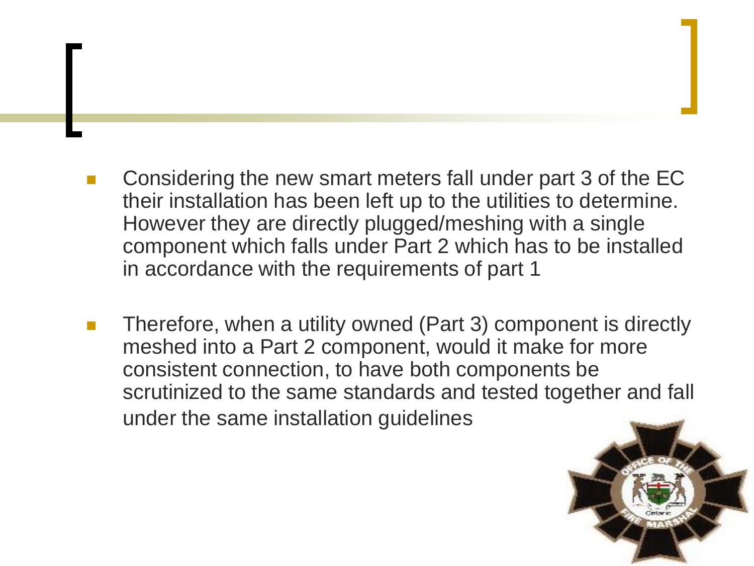- Considering the new smart meters fall under part 3 of the EC their installation has been left up to the utilities to determine. However they are directly plugged/meshing with a single component which falls under Part 2 which has to be installed in accordance with the requirements of part 1

- Therefore, when a utility owned (Part 3) component is directly meshed into a Part 2 component, would it make for more consistent connection, to have both components be scrutinized to the same standards and tested together and fall under the same installation guidelines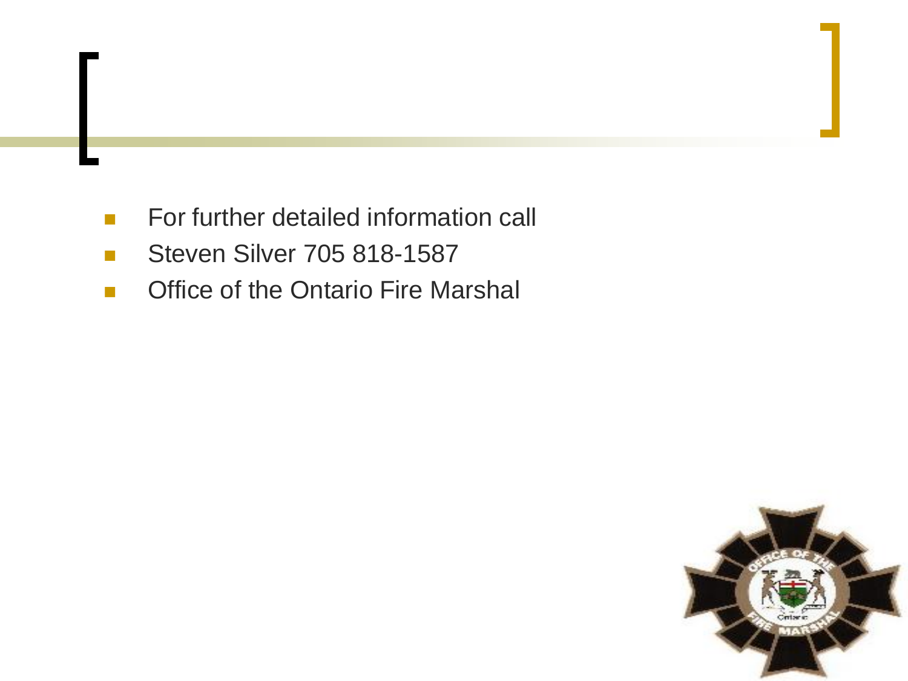- For further detailed information call
- Steven Silver 705 818-1587
- Office of the Ontario Fire Marshal